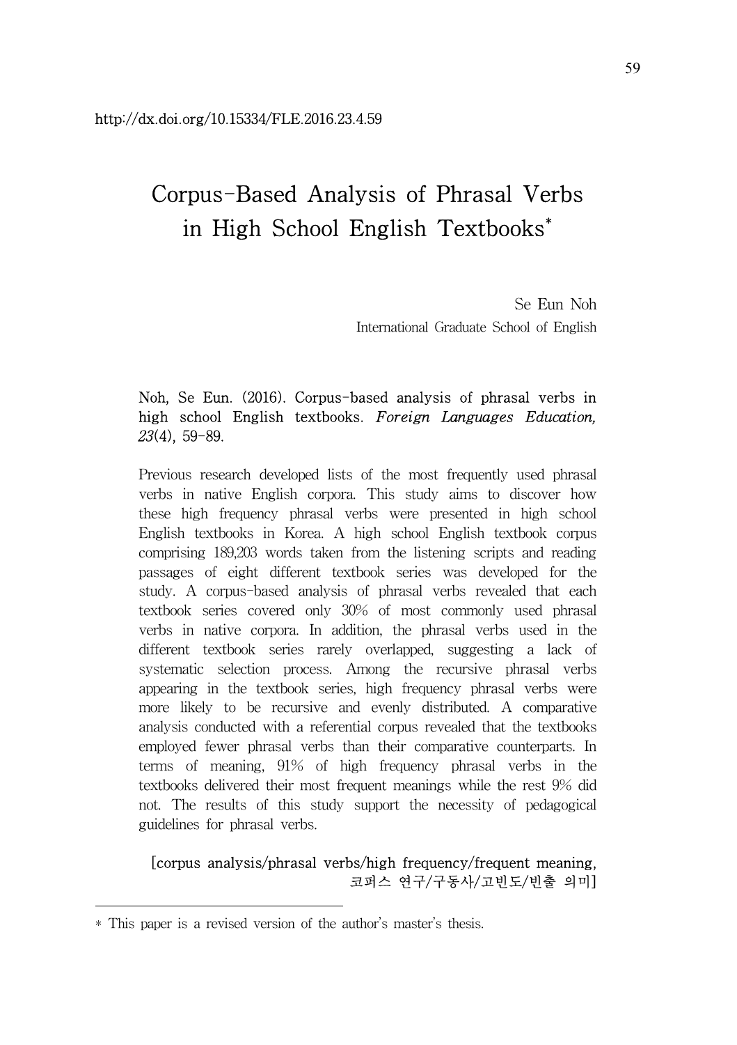http://dx.doi.org/10.15334/FLE.2016.23.4.59

# Corpus-Based Analysis of Phrasal Verbs in High School English Textbooks*

Se Eun Noh
International Graduate School of English

Noh, Se Eun. (2016). Corpus-based analysis of phrasal verbs in high school English textbooks. *Foreign Languages Education, 23*(4), 59-89.

Previous research developed lists of the most frequently used phrasal verbs in native English corpora. This study aims to discover how these high frequency phrasal verbs were presented in high school English textbooks in Korea. A high school English textbook corpus comprising 189,203 words taken from the listening scripts and reading passages of eight different textbook series was developed for the study. A corpus-based analysis of phrasal verbs revealed that each textbook series covered only 30% of most commonly used phrasal verbs in native corpora. In addition, the phrasal verbs used in the different textbook series rarely overlapped, suggesting a lack of systematic selection process. Among the recursive phrasal verbs appearing in the textbook series, high frequency phrasal verbs were more likely to be recursive and evenly distributed. A comparative analysis conducted with a referential corpus revealed that the textbooks employed fewer phrasal verbs than their comparative counterparts. In terms of meaning, 91% of high frequency phrasal verbs in the textbooks delivered their most frequent meanings while the rest 9% did not. The results of this study support the necessity of pedagogical guidelines for phrasal verbs.

[corpus analysis/phrasal verbs/high frequency/frequent meaning, 코퍼스 연구/구동사/고빈도/빈출 의미]

---

* This paper is a revised version of the author's master's thesis.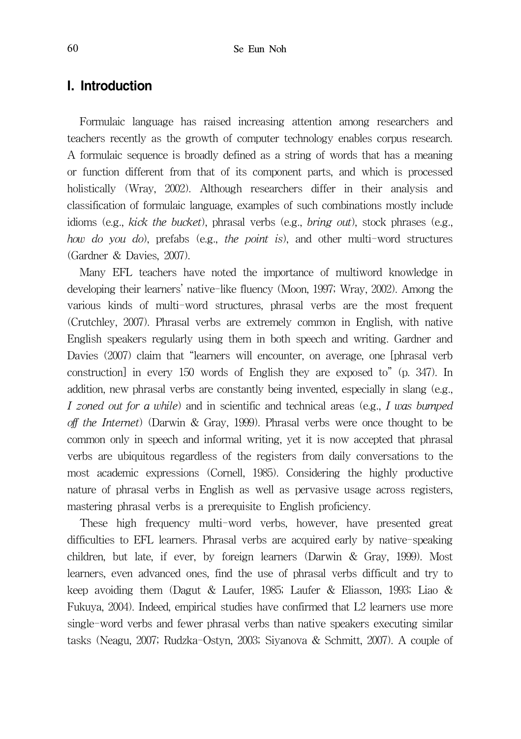## I. Introduction

Formulaic language has raised increasing attention among researchers and teachers recently as the growth of computer technology enables corpus research. A formulaic sequence is broadly defined as a string of words that has a meaning or function different from that of its component parts, and which is processed holistically (Wray, 2002). Although researchers differ in their analysis and classification of formulaic language, examples of such combinations mostly include idioms (e.g., *kick the bucket*), phrasal verbs (e.g., *bring out*), stock phrases (e.g., *how do you do*), prefabs (e.g., *the point is*), and other multi-word structures (Gardner & Davies, 2007).

Many EFL teachers have noted the importance of multiword knowledge in developing their learners' native-like fluency (Moon, 1997; Wray, 2002). Among the various kinds of multi-word structures, phrasal verbs are the most frequent (Crutchley, 2007). Phrasal verbs are extremely common in English, with native English speakers regularly using them in both speech and writing. Gardner and Davies (2007) claim that "learners will encounter, on average, one [phrasal verb construction] in every 150 words of English they are exposed to" (p. 347). In addition, new phrasal verbs are constantly being invented, especially in slang (e.g., *I zoned out for a while*) and in scientific and technical areas (e.g., *I was bumped off the Internet*) (Darwin & Gray, 1999). Phrasal verbs were once thought to be common only in speech and informal writing, yet it is now accepted that phrasal verbs are ubiquitous regardless of the registers from daily conversations to the most academic expressions (Cornell, 1985). Considering the highly productive nature of phrasal verbs in English as well as pervasive usage across registers, mastering phrasal verbs is a prerequisite to English proficiency.

These high frequency multi-word verbs, however, have presented great difficulties to EFL learners. Phrasal verbs are acquired early by native-speaking children, but late, if ever, by foreign learners (Darwin & Gray, 1999). Most learners, even advanced ones, find the use of phrasal verbs difficult and try to keep avoiding them (Dagut & Laufer, 1985; Laufer & Eliasson, 1993; Liao & Fukuya, 2004). Indeed, empirical studies have confirmed that L2 learners use more single-word verbs and fewer phrasal verbs than native speakers executing similar tasks (Neagu, 2007; Rudzka-Ostyn, 2003; Siyanova & Schmitt, 2007). A couple of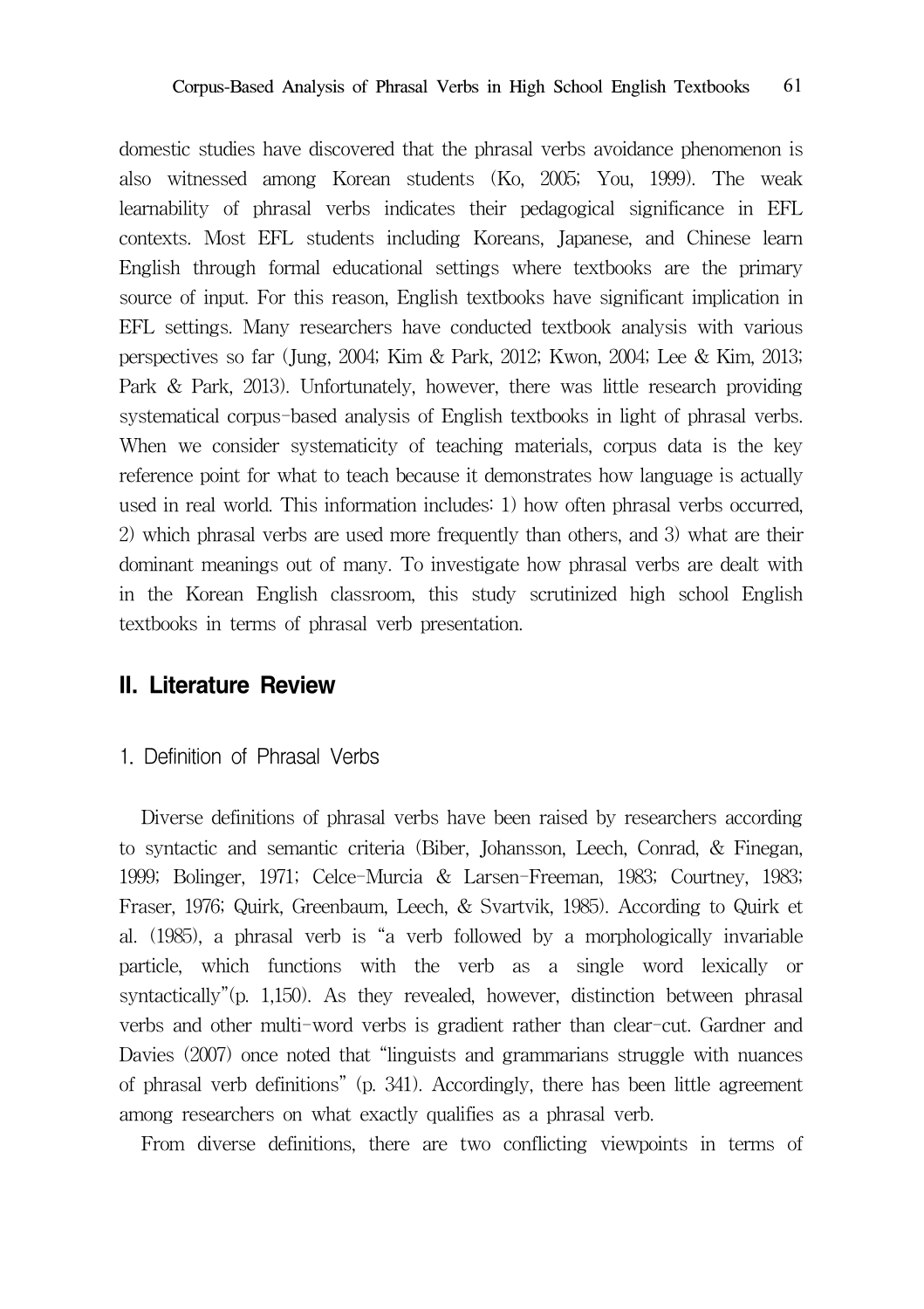domestic studies have discovered that the phrasal verbs avoidance phenomenon is also witnessed among Korean students (Ko, 2005; You, 1999). The weak learnability of phrasal verbs indicates their pedagogical significance in EFL contexts. Most EFL students including Koreans, Japanese, and Chinese learn English through formal educational settings where textbooks are the primary source of input. For this reason, English textbooks have significant implication in EFL settings. Many researchers have conducted textbook analysis with various perspectives so far (Jung, 2004; Kim & Park, 2012; Kwon, 2004; Lee & Kim, 2013; Park & Park, 2013). Unfortunately, however, there was little research providing systematical corpus-based analysis of English textbooks in light of phrasal verbs. When we consider systematicity of teaching materials, corpus data is the key reference point for what to teach because it demonstrates how language is actually used in real world. This information includes: 1) how often phrasal verbs occurred, 2) which phrasal verbs are used more frequently than others, and 3) what are their dominant meanings out of many. To investigate how phrasal verbs are dealt with in the Korean English classroom, this study scrutinized high school English textbooks in terms of phrasal verb presentation.

## II. Literature Review

### 1. Definition of Phrasal Verbs

Diverse definitions of phrasal verbs have been raised by researchers according to syntactic and semantic criteria (Biber, Johansson, Leech, Conrad, & Finegan, 1999; Bolinger, 1971; Celce-Murcia & Larsen-Freeman, 1983; Courtney, 1983; Fraser, 1976; Quirk, Greenbaum, Leech, & Svartvik, 1985). According to Quirk et al. (1985), a phrasal verb is "a verb followed by a morphologically invariable particle, which functions with the verb as a single word lexically or syntactically"(p. 1,150). As they revealed, however, distinction between phrasal verbs and other multi-word verbs is gradient rather than clear-cut. Gardner and Davies (2007) once noted that "linguists and grammarians struggle with nuances of phrasal verb definitions" (p. 341). Accordingly, there has been little agreement among researchers on what exactly qualifies as a phrasal verb.

From diverse definitions, there are two conflicting viewpoints in terms of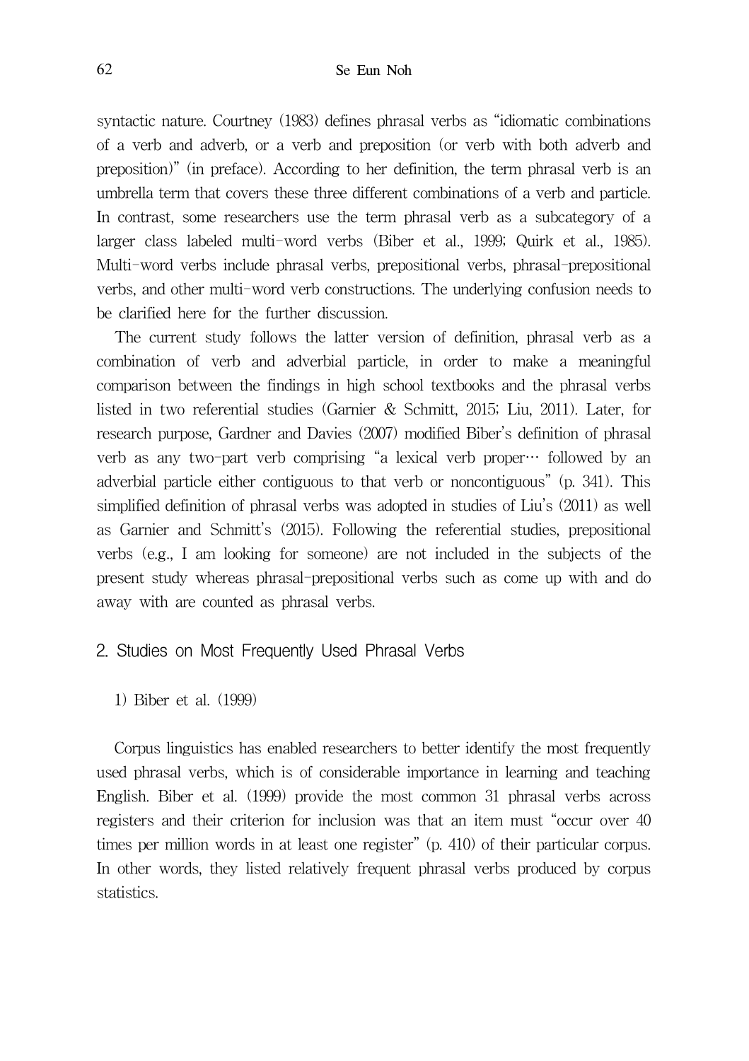syntactic nature. Courtney (1983) defines phrasal verbs as "idiomatic combinations of a verb and adverb, or a verb and preposition (or verb with both adverb and preposition)" (in preface). According to her definition, the term phrasal verb is an umbrella term that covers these three different combinations of a verb and particle. In contrast, some researchers use the term phrasal verb as a subcategory of a larger class labeled multi-word verbs (Biber et al., 1999; Quirk et al., 1985). Multi-word verbs include phrasal verbs, prepositional verbs, phrasal-prepositional verbs, and other multi-word verb constructions. The underlying confusion needs to be clarified here for the further discussion.

The current study follows the latter version of definition, phrasal verb as a combination of verb and adverbial particle, in order to make a meaningful comparison between the findings in high school textbooks and the phrasal verbs listed in two referential studies (Garnier & Schmitt, 2015; Liu, 2011). Later, for research purpose, Gardner and Davies (2007) modified Biber's definition of phrasal verb as any two-part verb comprising "a lexical verb proper… followed by an adverbial particle either contiguous to that verb or noncontiguous" (p. 341). This simplified definition of phrasal verbs was adopted in studies of Liu's (2011) as well as Garnier and Schmitt's (2015). Following the referential studies, prepositional verbs (e.g., I am looking for someone) are not included in the subjects of the present study whereas phrasal-prepositional verbs such as come up with and do away with are counted as phrasal verbs.

## 2. Studies on Most Frequently Used Phrasal Verbs

### 1) Biber et al. (1999)

Corpus linguistics has enabled researchers to better identify the most frequently used phrasal verbs, which is of considerable importance in learning and teaching English. Biber et al. (1999) provide the most common 31 phrasal verbs across registers and their criterion for inclusion was that an item must "occur over 40 times per million words in at least one register" (p. 410) of their particular corpus. In other words, they listed relatively frequent phrasal verbs produced by corpus statistics.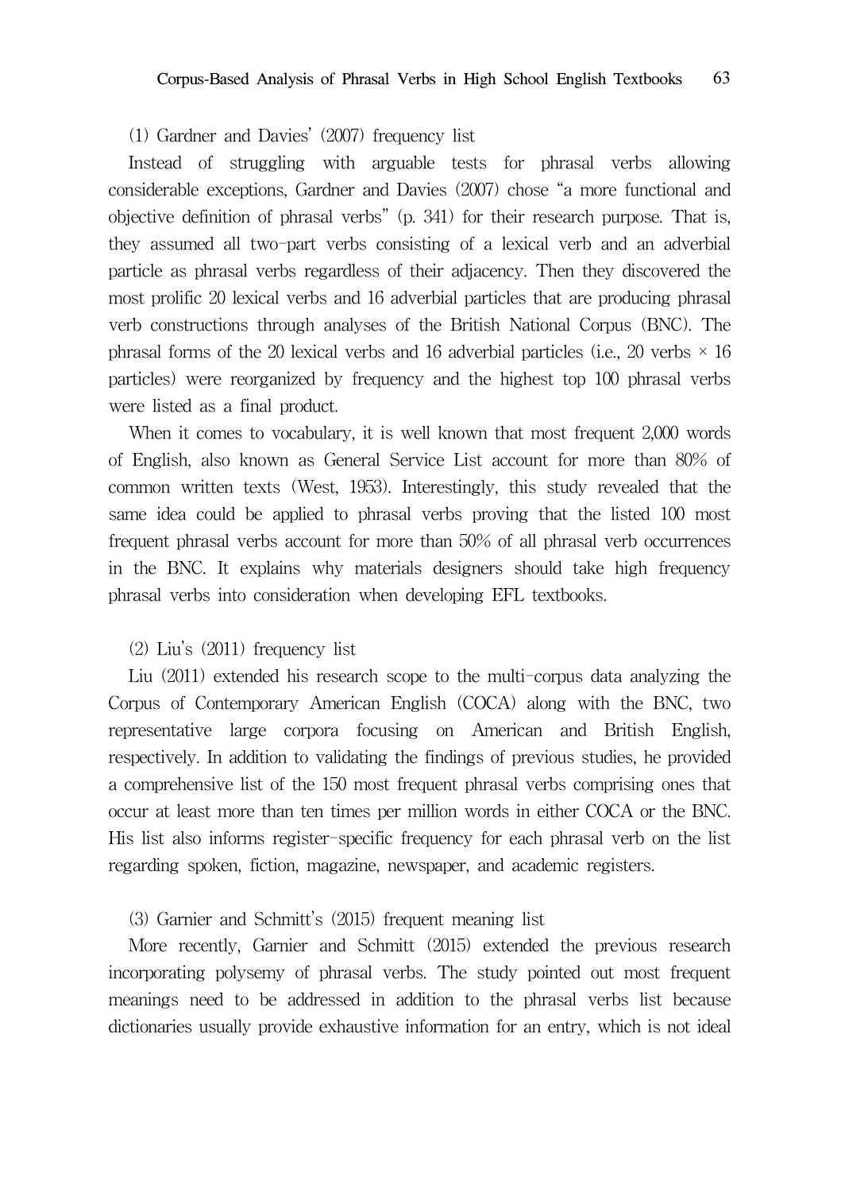(1) Gardner and Davies' (2007) frequency list

Instead of struggling with arguable tests for phrasal verbs allowing considerable exceptions, Gardner and Davies (2007) chose "a more functional and objective definition of phrasal verbs" (p. 341) for their research purpose. That is, they assumed all two-part verbs consisting of a lexical verb and an adverbial particle as phrasal verbs regardless of their adjacency. Then they discovered the most prolific 20 lexical verbs and 16 adverbial particles that are producing phrasal verb constructions through analyses of the British National Corpus (BNC). The phrasal forms of the 20 lexical verbs and 16 adverbial particles (i.e., 20 verbs × 16 particles) were reorganized by frequency and the highest top 100 phrasal verbs were listed as a final product.

When it comes to vocabulary, it is well known that most frequent 2,000 words of English, also known as General Service List account for more than 80% of common written texts (West, 1953). Interestingly, this study revealed that the same idea could be applied to phrasal verbs proving that the listed 100 most frequent phrasal verbs account for more than 50% of all phrasal verb occurrences in the BNC. It explains why materials designers should take high frequency phrasal verbs into consideration when developing EFL textbooks.

(2) Liu's (2011) frequency list

Liu (2011) extended his research scope to the multi-corpus data analyzing the Corpus of Contemporary American English (COCA) along with the BNC, two representative large corpora focusing on American and British English, respectively. In addition to validating the findings of previous studies, he provided a comprehensive list of the 150 most frequent phrasal verbs comprising ones that occur at least more than ten times per million words in either COCA or the BNC. His list also informs register-specific frequency for each phrasal verb on the list regarding spoken, fiction, magazine, newspaper, and academic registers.

(3) Garnier and Schmitt's (2015) frequent meaning list

More recently, Garnier and Schmitt (2015) extended the previous research incorporating polysemy of phrasal verbs. The study pointed out most frequent meanings need to be addressed in addition to the phrasal verbs list because dictionaries usually provide exhaustive information for an entry, which is not ideal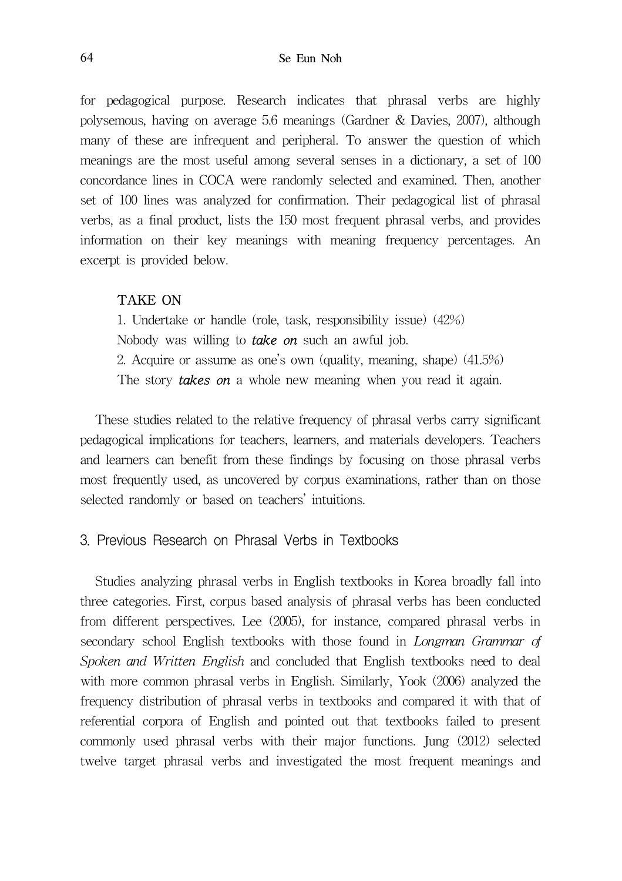for pedagogical purpose. Research indicates that phrasal verbs are highly polysemous, having on average 5.6 meanings (Gardner & Davies, 2007), although many of these are infrequent and peripheral. To answer the question of which meanings are the most useful among several senses in a dictionary, a set of 100 concordance lines in COCA were randomly selected and examined. Then, another set of 100 lines was analyzed for confirmation. Their pedagogical list of phrasal verbs, as a final product, lists the 150 most frequent phrasal verbs, and provides information on their key meanings with meaning frequency percentages. An excerpt is provided below.

> TAKE ON
> 1. Undertake or handle (role, task, responsibility issue) (42%)
> Nobody was willing to ***take on*** such an awful job.
> 2. Acquire or assume as one's own (quality, meaning, shape) (41.5%)
> The story ***takes on*** a whole new meaning when you read it again.

These studies related to the relative frequency of phrasal verbs carry significant pedagogical implications for teachers, learners, and materials developers. Teachers and learners can benefit from these findings by focusing on those phrasal verbs most frequently used, as uncovered by corpus examinations, rather than on those selected randomly or based on teachers' intuitions.

## 3. Previous Research on Phrasal Verbs in Textbooks

Studies analyzing phrasal verbs in English textbooks in Korea broadly fall into three categories. First, corpus based analysis of phrasal verbs has been conducted from different perspectives. Lee (2005), for instance, compared phrasal verbs in secondary school English textbooks with those found in *Longman Grammar of Spoken and Written English* and concluded that English textbooks need to deal with more common phrasal verbs in English. Similarly, Yook (2006) analyzed the frequency distribution of phrasal verbs in textbooks and compared it with that of referential corpora of English and pointed out that textbooks failed to present commonly used phrasal verbs with their major functions. Jung (2012) selected twelve target phrasal verbs and investigated the most frequent meanings and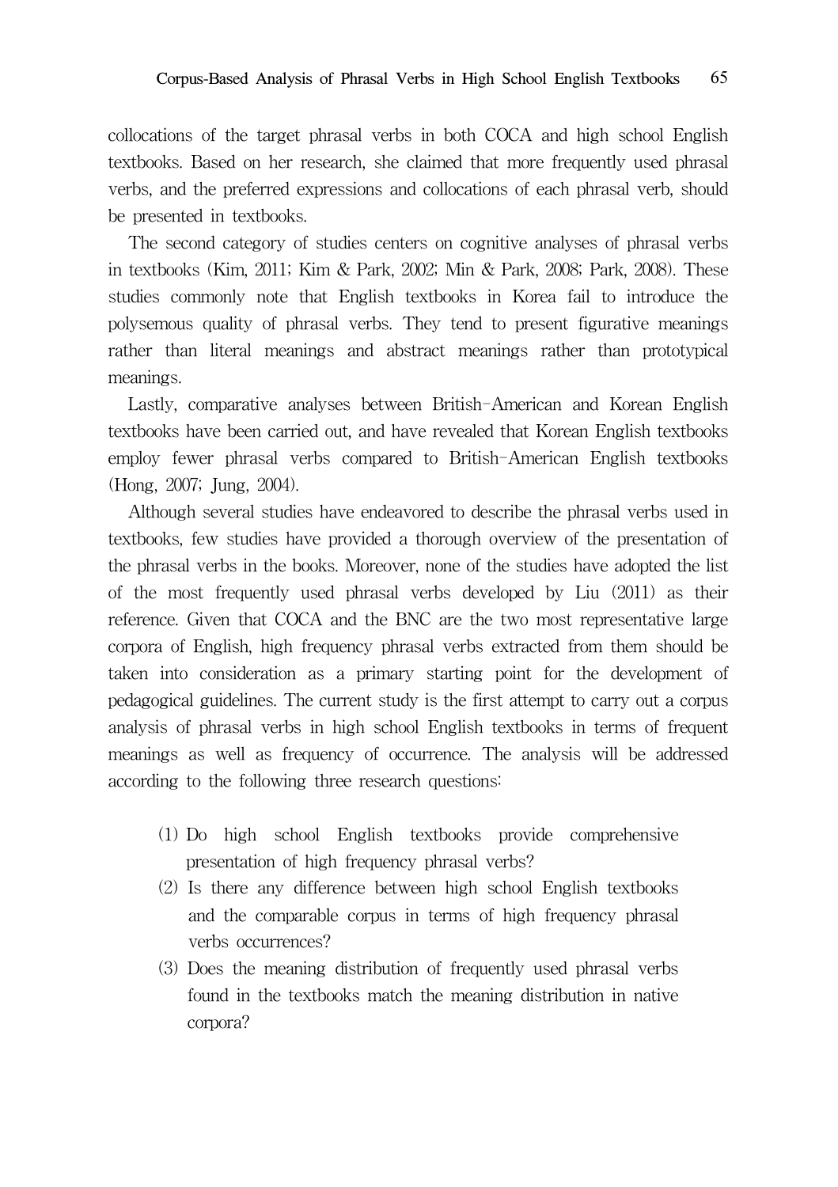collocations of the target phrasal verbs in both COCA and high school English textbooks. Based on her research, she claimed that more frequently used phrasal verbs, and the preferred expressions and collocations of each phrasal verb, should be presented in textbooks.

The second category of studies centers on cognitive analyses of phrasal verbs in textbooks (Kim, 2011; Kim & Park, 2002; Min & Park, 2008; Park, 2008). These studies commonly note that English textbooks in Korea fail to introduce the polysemous quality of phrasal verbs. They tend to present figurative meanings rather than literal meanings and abstract meanings rather than prototypical meanings.

Lastly, comparative analyses between British-American and Korean English textbooks have been carried out, and have revealed that Korean English textbooks employ fewer phrasal verbs compared to British-American English textbooks (Hong, 2007; Jung, 2004).

Although several studies have endeavored to describe the phrasal verbs used in textbooks, few studies have provided a thorough overview of the presentation of the phrasal verbs in the books. Moreover, none of the studies have adopted the list of the most frequently used phrasal verbs developed by Liu (2011) as their reference. Given that COCA and the BNC are the two most representative large corpora of English, high frequency phrasal verbs extracted from them should be taken into consideration as a primary starting point for the development of pedagogical guidelines. The current study is the first attempt to carry out a corpus analysis of phrasal verbs in high school English textbooks in terms of frequent meanings as well as frequency of occurrence. The analysis will be addressed according to the following three research questions:

(1) Do high school English textbooks provide comprehensive presentation of high frequency phrasal verbs?
(2) Is there any difference between high school English textbooks and the comparable corpus in terms of high frequency phrasal verbs occurrences?
(3) Does the meaning distribution of frequently used phrasal verbs found in the textbooks match the meaning distribution in native corpora?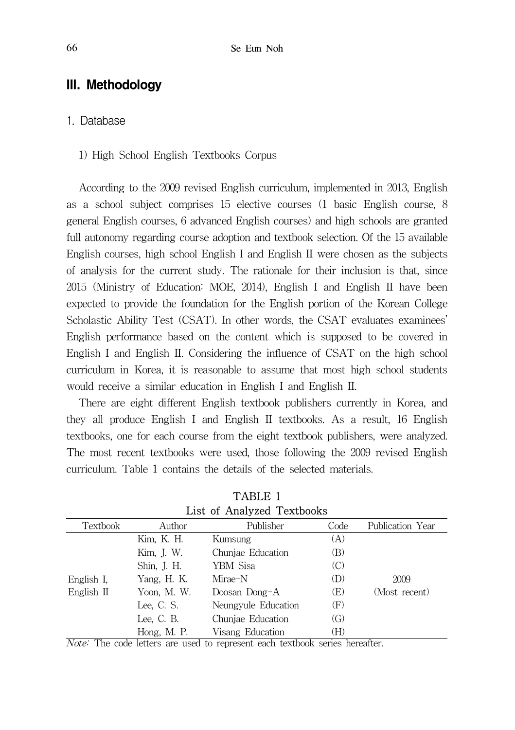## III. Methodology

### 1. Database

#### 1) High School English Textbooks Corpus

According to the 2009 revised English curriculum, implemented in 2013, English as a school subject comprises 15 elective courses (1 basic English course, 8 general English courses, 6 advanced English courses) and high schools are granted full autonomy regarding course adoption and textbook selection. Of the 15 available English courses, high school English I and English II were chosen as the subjects of analysis for the current study. The rationale for their inclusion is that, since 2015 (Ministry of Education: MOE, 2014), English I and English II have been expected to provide the foundation for the English portion of the Korean College Scholastic Ability Test (CSAT). In other words, the CSAT evaluates examinees' English performance based on the content which is supposed to be covered in English I and English II. Considering the influence of CSAT on the high school curriculum in Korea, it is reasonable to assume that most high school students would receive a similar education in English I and English II.

There are eight different English textbook publishers currently in Korea, and they all produce English I and English II textbooks. As a result, 16 English textbooks, one for each course from the eight textbook publishers, were analyzed. The most recent textbooks were used, those following the 2009 revised English curriculum. Table 1 contains the details of the selected materials.

TABLE 1
List of Analyzed Textbooks

| Textbook | Author | Publisher | Code | Publication Year |
|---|---|---|---|---|
| English I, English II | Kim, K. H. | Kumsung | (A) | 2009 (Most recent) |
| | Kim, J. W. | Chunjae Education | (B) | |
| | Shin, J. H. | YBM Sisa | (C) | |
| | Yang, H. K. | Mirae-N | (D) | |
| | Yoon, M. W. | Doosan Dong-A | (E) | |
| | Lee, C. S. | Neungyule Education | (F) | |
| | Lee, C. B. | Chunjae Education | (G) | |
| | Hong, M. P. | Visang Education | (H) | |

*Note:* The code letters are used to represent each textbook series hereafter.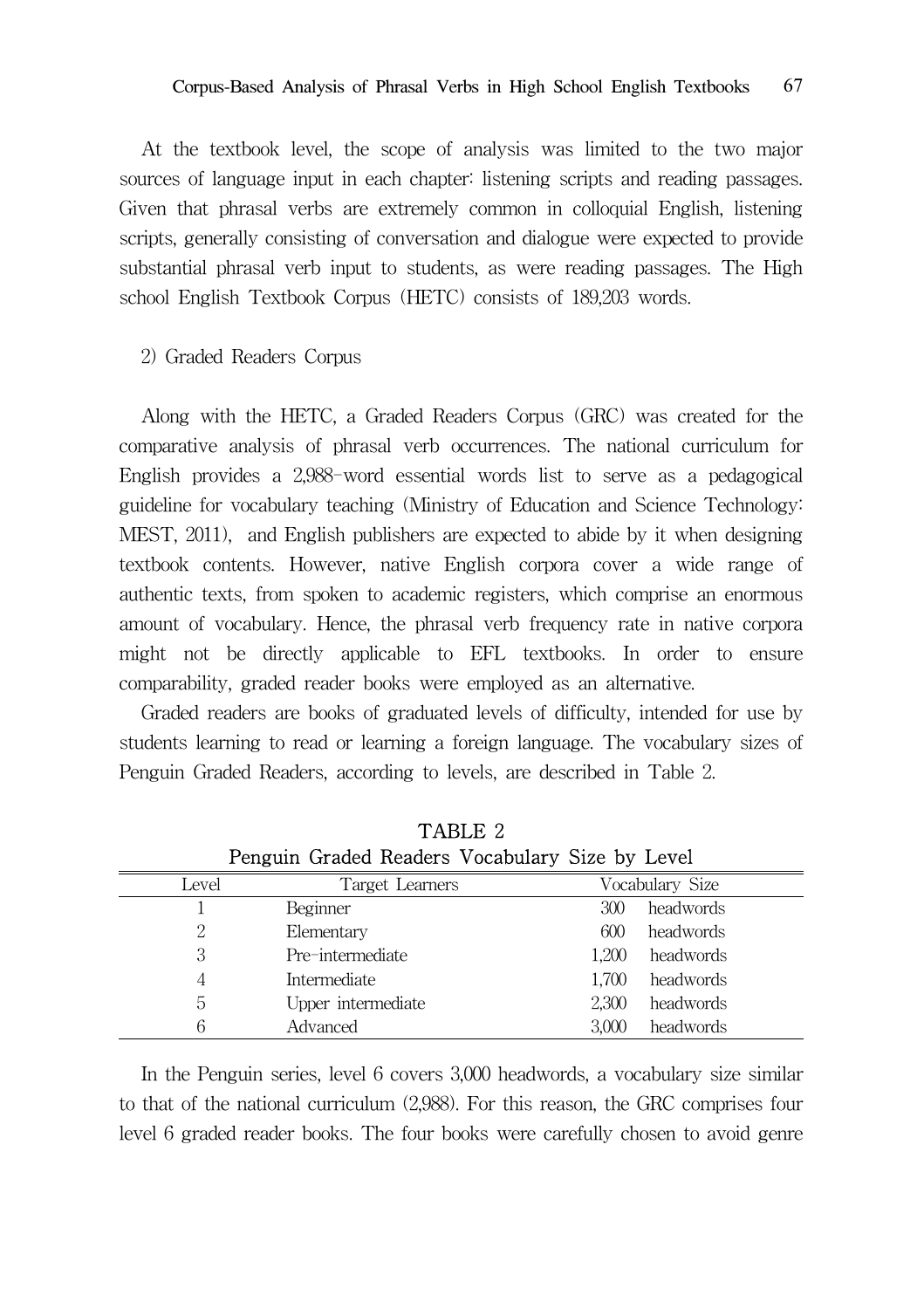At the textbook level, the scope of analysis was limited to the two major sources of language input in each chapter: listening scripts and reading passages. Given that phrasal verbs are extremely common in colloquial English, listening scripts, generally consisting of conversation and dialogue were expected to provide substantial phrasal verb input to students, as were reading passages. The High school English Textbook Corpus (HETC) consists of 189,203 words.

2) Graded Readers Corpus

Along with the HETC, a Graded Readers Corpus (GRC) was created for the comparative analysis of phrasal verb occurrences. The national curriculum for English provides a 2,988-word essential words list to serve as a pedagogical guideline for vocabulary teaching (Ministry of Education and Science Technology: MEST, 2011), and English publishers are expected to abide by it when designing textbook contents. However, native English corpora cover a wide range of authentic texts, from spoken to academic registers, which comprise an enormous amount of vocabulary. Hence, the phrasal verb frequency rate in native corpora might not be directly applicable to EFL textbooks. In order to ensure comparability, graded reader books were employed as an alternative.

Graded readers are books of graduated levels of difficulty, intended for use by students learning to read or learning a foreign language. The vocabulary sizes of Penguin Graded Readers, according to levels, are described in Table 2.

TABLE 2
Penguin Graded Readers Vocabulary Size by Level

| Level | Target Learners | Vocabulary Size |
|---|---|---|
| 1 | Beginner | 300 headwords |
| 2 | Elementary | 600 headwords |
| 3 | Pre-intermediate | 1,200 headwords |
| 4 | Intermediate | 1,700 headwords |
| 5 | Upper intermediate | 2,300 headwords |
| 6 | Advanced | 3,000 headwords |

In the Penguin series, level 6 covers 3,000 headwords, a vocabulary size similar to that of the national curriculum (2,988). For this reason, the GRC comprises four level 6 graded reader books. The four books were carefully chosen to avoid genre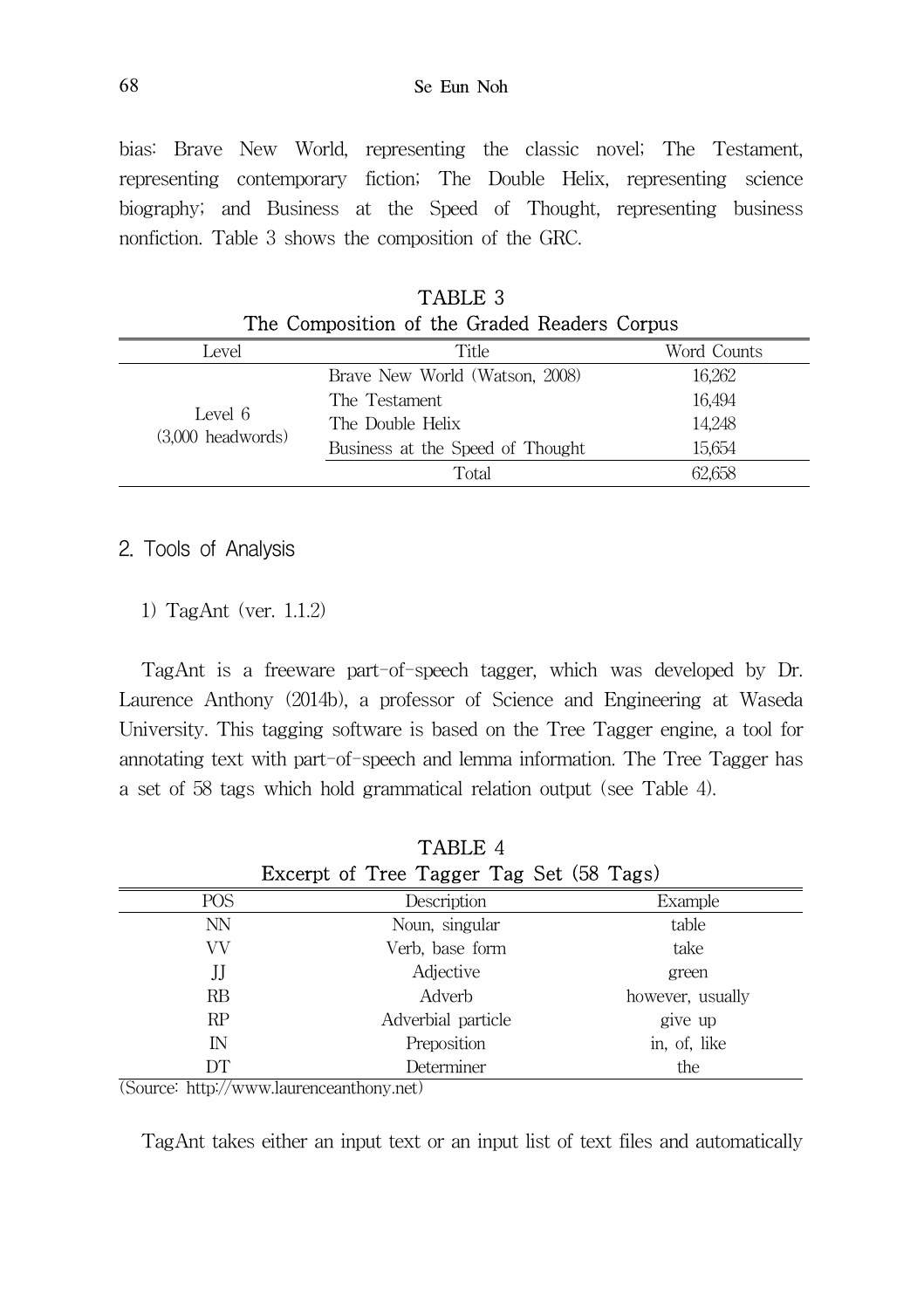bias: Brave New World, representing the classic novel; The Testament, representing contemporary fiction; The Double Helix, representing science biography; and Business at the Speed of Thought, representing business nonfiction. Table 3 shows the composition of the GRC.

TABLE 3
**The Composition of the Graded Readers Corpus**

| Level | Title | Word Counts |
|---|---|---|
| Level 6 (3,000 headwords) | Brave New World (Watson, 2008) | 16,262 |
| | The Testament | 16,494 |
| | The Double Helix | 14,248 |
| | Business at the Speed of Thought | 15,654 |
| | Total | 62,658 |

## 2. Tools of Analysis

### 1) TagAnt (ver. 1.1.2)

TagAnt is a freeware part-of-speech tagger, which was developed by Dr. Laurence Anthony (2014b), a professor of Science and Engineering at Waseda University. This tagging software is based on the Tree Tagger engine, a tool for annotating text with part-of-speech and lemma information. The Tree Tagger has a set of 58 tags which hold grammatical relation output (see Table 4).

TABLE 4
**Excerpt of Tree Tagger Tag Set (58 Tags)**

| POS | Description | Example |
|---|---|---|
| NN | Noun, singular | table |
| VV | Verb, base form | take |
| JJ | Adjective | green |
| RB | Adverb | however, usually |
| RP | Adverbial particle | give up |
| IN | Preposition | in, of, like |
| DT | Determiner | the |

(Source: http://www.laurenceanthony.net)

TagAnt takes either an input text or an input list of text files and automatically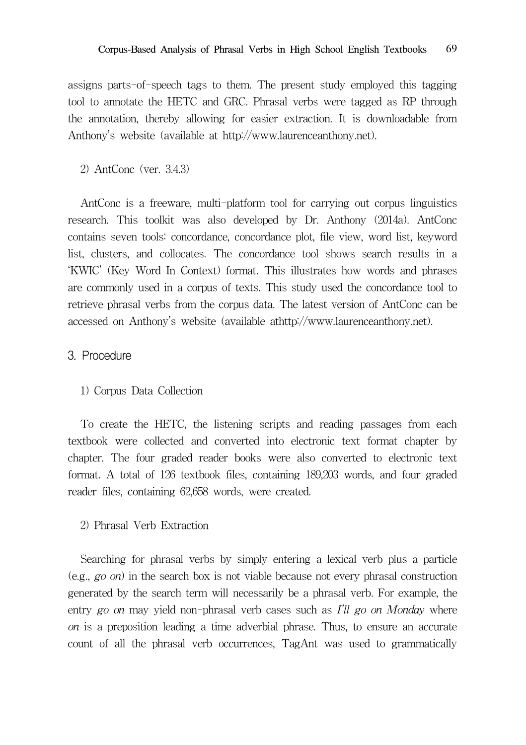assigns parts-of-speech tags to them. The present study employed this tagging tool to annotate the HETC and GRC. Phrasal verbs were tagged as RP through the annotation, thereby allowing for easier extraction. It is downloadable from Anthony's website (available at http://www.laurenceanthony.net).

2) AntConc (ver. 3.4.3)

AntConc is a freeware, multi-platform tool for carrying out corpus linguistics research. This toolkit was also developed by Dr. Anthony (2014a). AntConc contains seven tools: concordance, concordance plot, file view, word list, keyword list, clusters, and collocates. The concordance tool shows search results in a 'KWIC' (Key Word In Context) format. This illustrates how words and phrases are commonly used in a corpus of texts. This study used the concordance tool to retrieve phrasal verbs from the corpus data. The latest version of AntConc can be accessed on Anthony's website (available athttp://www.laurenceanthony.net).

## 3. Procedure

1) Corpus Data Collection

To create the HETC, the listening scripts and reading passages from each textbook were collected and converted into electronic text format chapter by chapter. The four graded reader books were also converted to electronic text format. A total of 126 textbook files, containing 189,203 words, and four graded reader files, containing 62,658 words, were created.

2) Phrasal Verb Extraction

Searching for phrasal verbs by simply entering a lexical verb plus a particle (e.g., *go on*) in the search box is not viable because not every phrasal construction generated by the search term will necessarily be a phrasal verb. For example, the entry *go on* may yield non-phrasal verb cases such as *I'll go on Monday* where *on* is a preposition leading a time adverbial phrase. Thus, to ensure an accurate count of all the phrasal verb occurrences, TagAnt was used to grammatically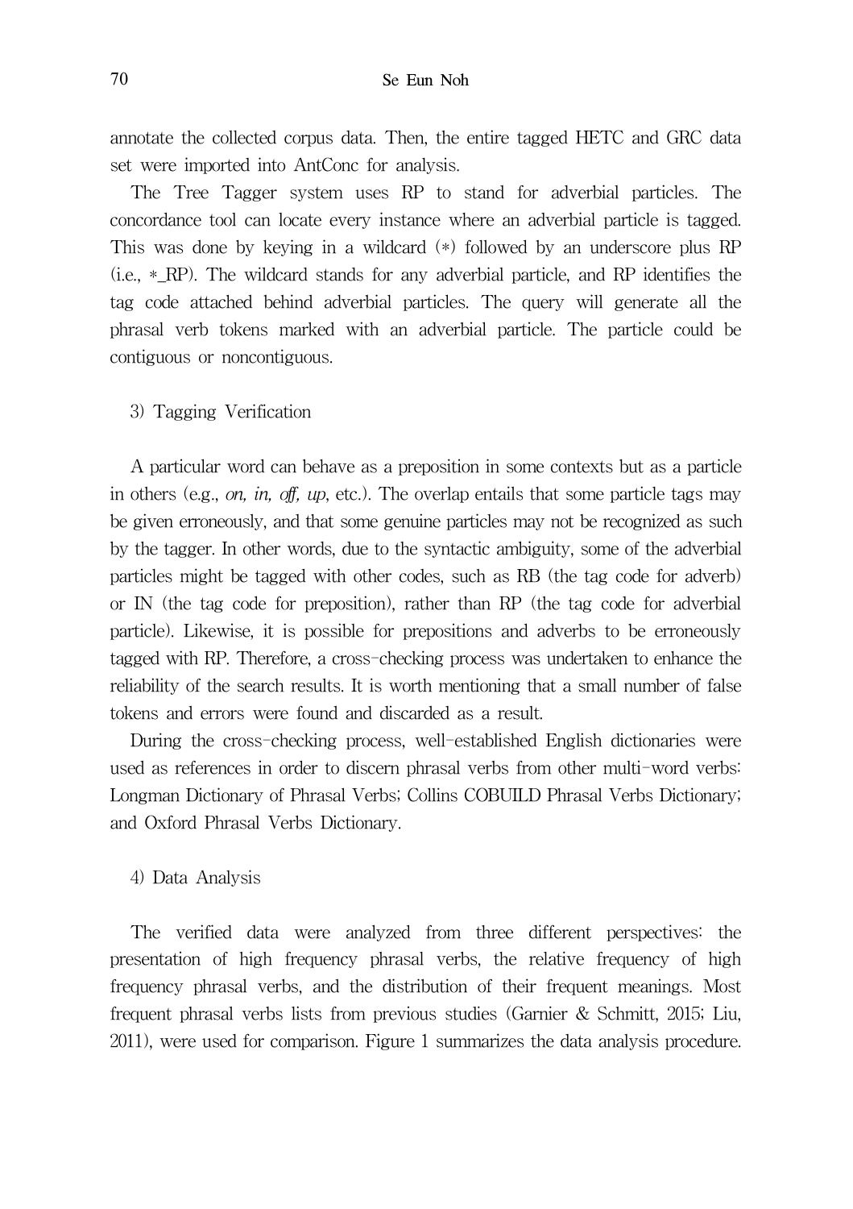annotate the collected corpus data. Then, the entire tagged HETC and GRC data set were imported into AntConc for analysis.

The Tree Tagger system uses RP to stand for adverbial particles. The concordance tool can locate every instance where an adverbial particle is tagged. This was done by keying in a wildcard (*) followed by an underscore plus RP (i.e., *_RP). The wildcard stands for any adverbial particle, and RP identifies the tag code attached behind adverbial particles. The query will generate all the phrasal verb tokens marked with an adverbial particle. The particle could be contiguous or noncontiguous.

### 3) Tagging Verification

A particular word can behave as a preposition in some contexts but as a particle in others (e.g., *on, in, off, up*, etc.). The overlap entails that some particle tags may be given erroneously, and that some genuine particles may not be recognized as such by the tagger. In other words, due to the syntactic ambiguity, some of the adverbial particles might be tagged with other codes, such as RB (the tag code for adverb) or IN (the tag code for preposition), rather than RP (the tag code for adverbial particle). Likewise, it is possible for prepositions and adverbs to be erroneously tagged with RP. Therefore, a cross-checking process was undertaken to enhance the reliability of the search results. It is worth mentioning that a small number of false tokens and errors were found and discarded as a result.

During the cross-checking process, well-established English dictionaries were used as references in order to discern phrasal verbs from other multi-word verbs: Longman Dictionary of Phrasal Verbs; Collins COBUILD Phrasal Verbs Dictionary; and Oxford Phrasal Verbs Dictionary.

### 4) Data Analysis

The verified data were analyzed from three different perspectives: the presentation of high frequency phrasal verbs, the relative frequency of high frequency phrasal verbs, and the distribution of their frequent meanings. Most frequent phrasal verbs lists from previous studies (Garnier & Schmitt, 2015; Liu, 2011), were used for comparison. Figure 1 summarizes the data analysis procedure.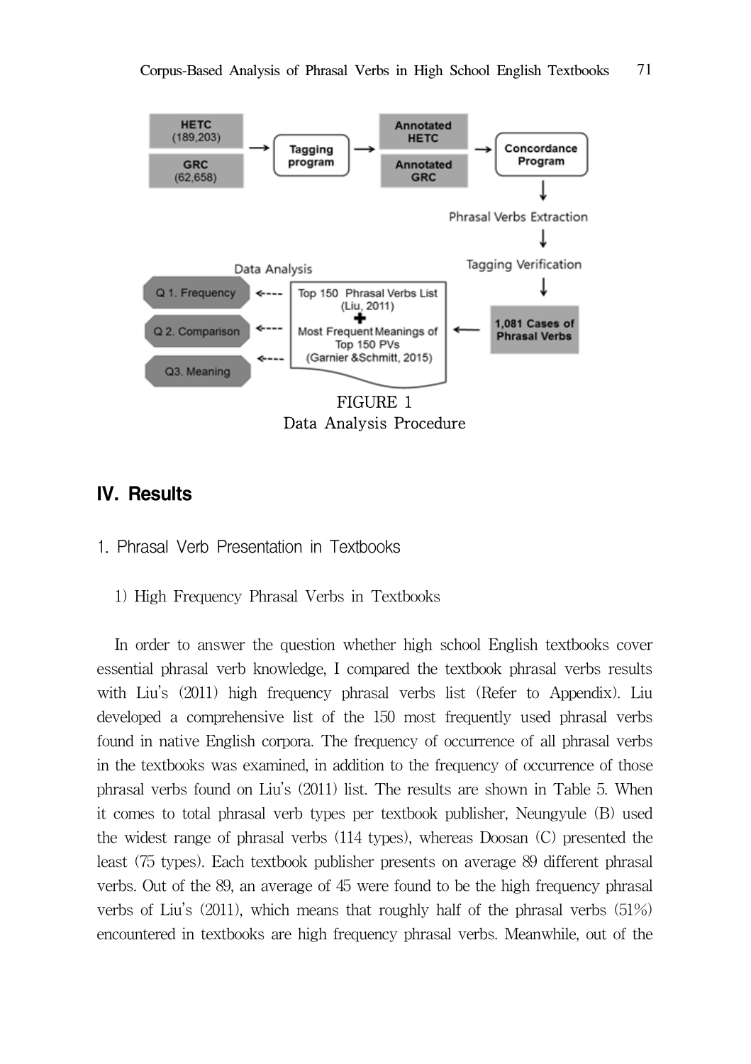FIGURE 1
Data Analysis Procedure

## IV. Results

### 1. Phrasal Verb Presentation in Textbooks

#### 1) High Frequency Phrasal Verbs in Textbooks

In order to answer the question whether high school English textbooks cover essential phrasal verb knowledge, I compared the textbook phrasal verbs results with Liu's (2011) high frequency phrasal verbs list (Refer to Appendix). Liu developed a comprehensive list of the 150 most frequently used phrasal verbs found in native English corpora. The frequency of occurrence of all phrasal verbs in the textbooks was examined, in addition to the frequency of occurrence of those phrasal verbs found on Liu's (2011) list. The results are shown in Table 5. When it comes to total phrasal verb types per textbook publisher, Neungyule (B) used the widest range of phrasal verbs (114 types), whereas Doosan (C) presented the least (75 types). Each textbook publisher presents on average 89 different phrasal verbs. Out of the 89, an average of 45 were found to be the high frequency phrasal verbs of Liu's (2011), which means that roughly half of the phrasal verbs (51%) encountered in textbooks are high frequency phrasal verbs. Meanwhile, out of the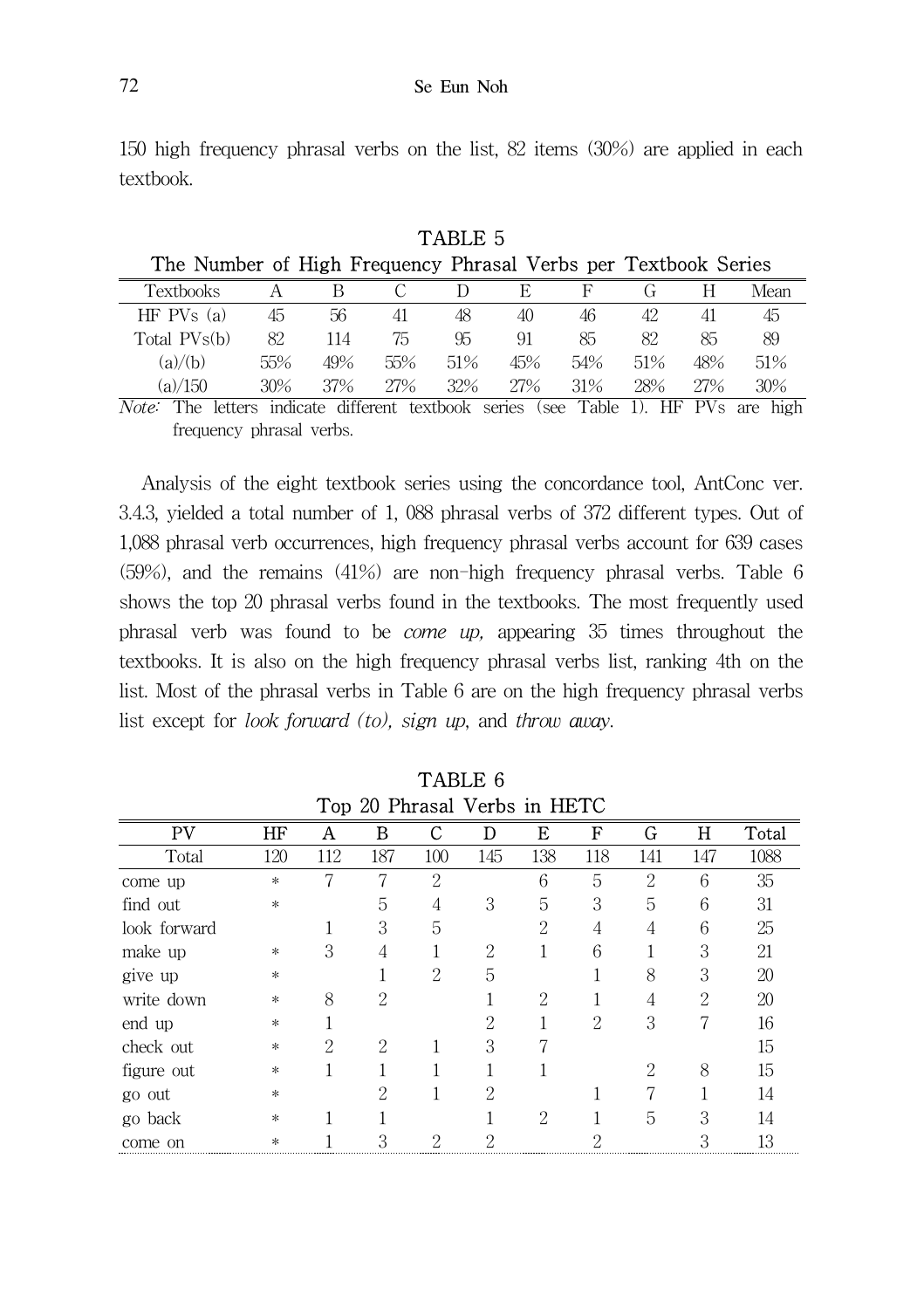150 high frequency phrasal verbs on the list, 82 items (30%) are applied in each textbook.

TABLE 5
The Number of High Frequency Phrasal Verbs per Textbook Series

| Textbooks | A | B | C | D | E | F | G | H | Mean |
|---|---|---|---|---|---|---|---|---|---|
| HF PVs (a) | 45 | 56 | 41 | 48 | 40 | 46 | 42 | 41 | 45 |
| Total PVs(b) | 82 | 114 | 75 | 95 | 91 | 85 | 82 | 85 | 89 |
| (a)/(b) | 55% | 49% | 55% | 51% | 45% | 54% | 51% | 48% | 51% |
| (a)/150 | 30% | 37% | 27% | 32% | 27% | 31% | 28% | 27% | 30% |

*Note:* The letters indicate different textbook series (see Table 1). HF PVs are high frequency phrasal verbs.

Analysis of the eight textbook series using the concordance tool, AntConc ver. 3.4.3, yielded a total number of 1, 088 phrasal verbs of 372 different types. Out of 1,088 phrasal verb occurrences, high frequency phrasal verbs account for 639 cases (59%), and the remains (41%) are non-high frequency phrasal verbs. Table 6 shows the top 20 phrasal verbs found in the textbooks. The most frequently used phrasal verb was found to be *come up,* appearing 35 times throughout the textbooks. It is also on the high frequency phrasal verbs list, ranking 4th on the list. Most of the phrasal verbs in Table 6 are on the high frequency phrasal verbs list except for *look forward (to), sign up*, and *throw away*.

TABLE 6
Top 20 Phrasal Verbs in HETC

| PV | HF | A | B | C | D | E | F | G | H | Total |
|---|---|---|---|---|---|---|---|---|---|---|
| Total | 120 | 112 | 187 | 100 | 145 | 138 | 118 | 141 | 147 | 1088 |
| come up | * | 7 | 7 | 2 | | 6 | 5 | 2 | 6 | 35 |
| find out | * | | 5 | 4 | 3 | 5 | 3 | 5 | 6 | 31 |
| look forward | | 1 | 3 | 5 | | 2 | 4 | 4 | 6 | 25 |
| make up | * | 3 | 4 | 1 | 2 | 1 | 6 | 1 | 3 | 21 |
| give up | * | | 1 | 2 | 5 | | 1 | 8 | 3 | 20 |
| write down | * | 8 | 2 | | 1 | 2 | 1 | 4 | 2 | 20 |
| end up | * | 1 | | | 2 | 1 | 2 | 3 | 7 | 16 |
| check out | * | 2 | 2 | 1 | 3 | 7 | | | | 15 |
| figure out | * | 1 | 1 | 1 | 1 | 1 | | 2 | 8 | 15 |
| go out | * | | 2 | 1 | 2 | | 1 | 7 | 1 | 14 |
| go back | * | 1 | 1 | | 1 | 2 | 1 | 5 | 3 | 14 |
| come on | * | 1 | 3 | 2 | 2 | | 2 | | 3 | 13 |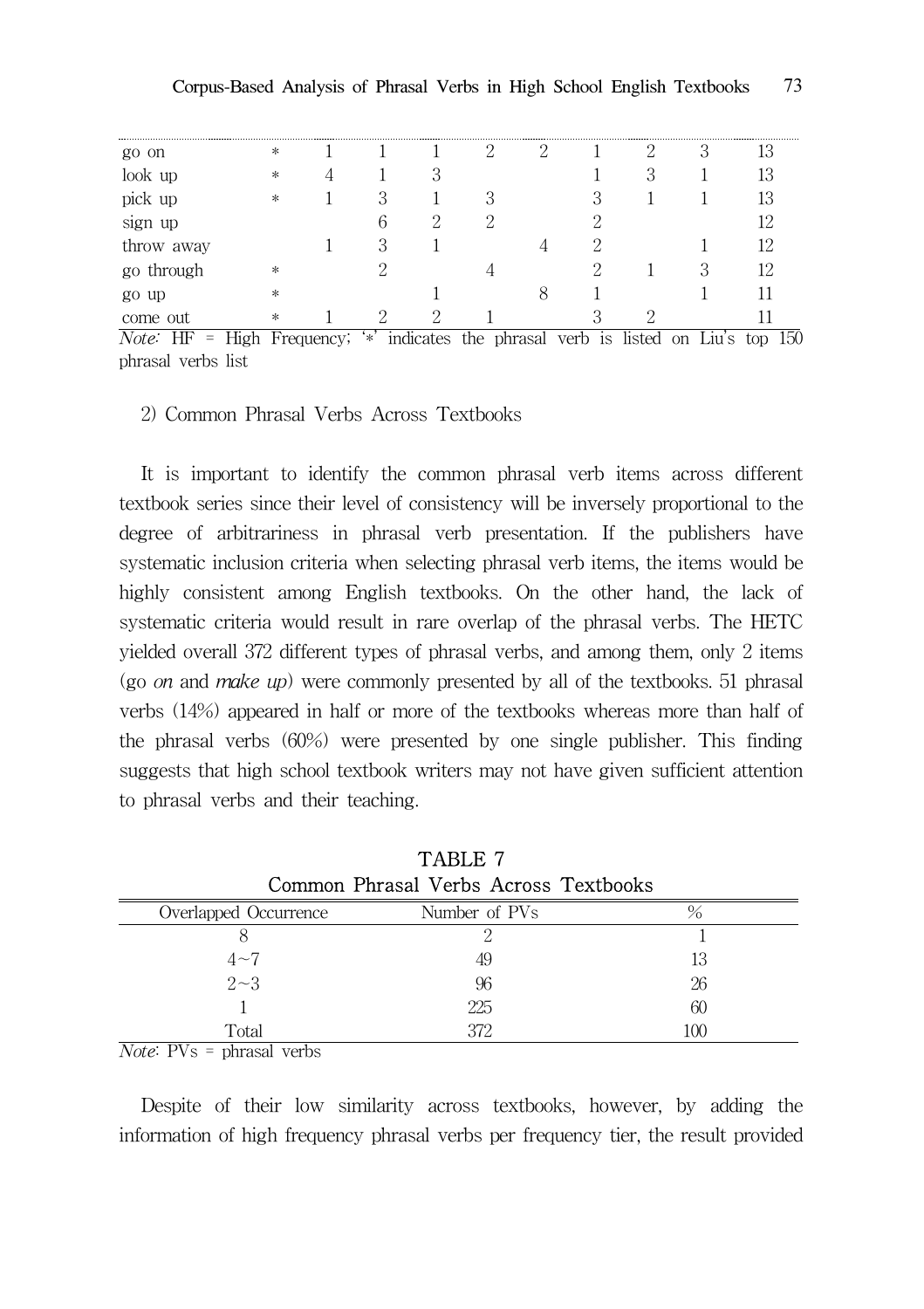| | | | | | | | | | | |
|---|---|---|---|---|---|---|---|---|---|---|
| go on | * | 1 | 1 | 1 | 2 | 2 | 1 | 2 | 3 | 13 |
| look up | * | 4 | 1 | 3 | | | 1 | 3 | 1 | 13 |
| pick up | * | 1 | 3 | 1 | 3 | | 3 | 1 | 1 | 13 |
| sign up | | | 6 | 2 | 2 | | 2 | | | 12 |
| throw away | | 1 | 3 | 1 | | 4 | 2 | | 1 | 12 |
| go through | * | | 2 | | 4 | | 2 | 1 | 3 | 12 |
| go up | * | | | 1 | | 8 | 1 | | 1 | 11 |
| come out | * | 1 | 2 | 2 | 1 | | 3 | 2 | | 11 |

*Note:* HF = High Frequency; '*' indicates the phrasal verb is listed on Liu's top 150 phrasal verbs list

2) Common Phrasal Verbs Across Textbooks

It is important to identify the common phrasal verb items across different textbook series since their level of consistency will be inversely proportional to the degree of arbitrariness in phrasal verb presentation. If the publishers have systematic inclusion criteria when selecting phrasal verb items, the items would be highly consistent among English textbooks. On the other hand, the lack of systematic criteria would result in rare overlap of the phrasal verbs. The HETC yielded overall 372 different types of phrasal verbs, and among them, only 2 items (go *on* and *make up*) were commonly presented by all of the textbooks. 51 phrasal verbs (14%) appeared in half or more of the textbooks whereas more than half of the phrasal verbs (60%) were presented by one single publisher. This finding suggests that high school textbook writers may not have given sufficient attention to phrasal verbs and their teaching.

TABLE 7
Common Phrasal Verbs Across Textbooks

| Overlapped Occurrence | Number of PVs | % |
|---|---|---|
| 8 | 2 | 1 |
| 4~7 | 49 | 13 |
| 2~3 | 96 | 26 |
| 1 | 225 | 60 |
| Total | 372 | 100 |

*Note*: PVs = phrasal verbs

Despite of their low similarity across textbooks, however, by adding the information of high frequency phrasal verbs per frequency tier, the result provided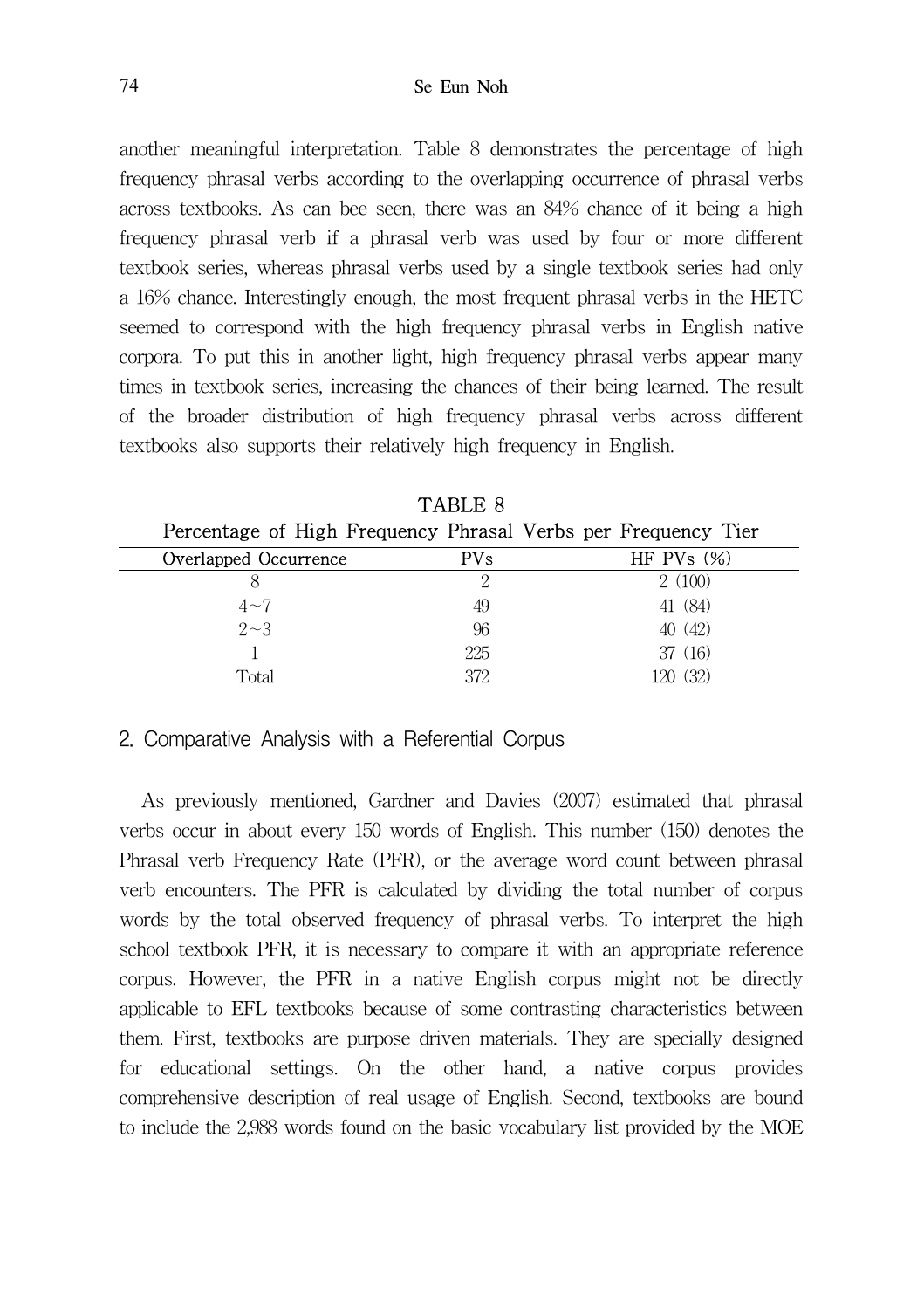another meaningful interpretation. Table 8 demonstrates the percentage of high frequency phrasal verbs according to the overlapping occurrence of phrasal verbs across textbooks. As can bee seen, there was an 84% chance of it being a high frequency phrasal verb if a phrasal verb was used by four or more different textbook series, whereas phrasal verbs used by a single textbook series had only a 16% chance. Interestingly enough, the most frequent phrasal verbs in the HETC seemed to correspond with the high frequency phrasal verbs in English native corpora. To put this in another light, high frequency phrasal verbs appear many times in textbook series, increasing the chances of their being learned. The result of the broader distribution of high frequency phrasal verbs across different textbooks also supports their relatively high frequency in English.

TABLE 8

Percentage of High Frequency Phrasal Verbs per Frequency Tier

| Overlapped Occurrence | PVs | HF PVs (%) |
|---|---|---|
| 8 | 2 | 2 (100) |
| 4~7 | 49 | 41 (84) |
| 2~3 | 96 | 40 (42) |
| 1 | 225 | 37 (16) |
| Total | 372 | 120 (32) |

## 2. Comparative Analysis with a Referential Corpus

As previously mentioned, Gardner and Davies (2007) estimated that phrasal verbs occur in about every 150 words of English. This number (150) denotes the Phrasal verb Frequency Rate (PFR), or the average word count between phrasal verb encounters. The PFR is calculated by dividing the total number of corpus words by the total observed frequency of phrasal verbs. To interpret the high school textbook PFR, it is necessary to compare it with an appropriate reference corpus. However, the PFR in a native English corpus might not be directly applicable to EFL textbooks because of some contrasting characteristics between them. First, textbooks are purpose driven materials. They are specially designed for educational settings. On the other hand, a native corpus provides comprehensive description of real usage of English. Second, textbooks are bound to include the 2,988 words found on the basic vocabulary list provided by the MOE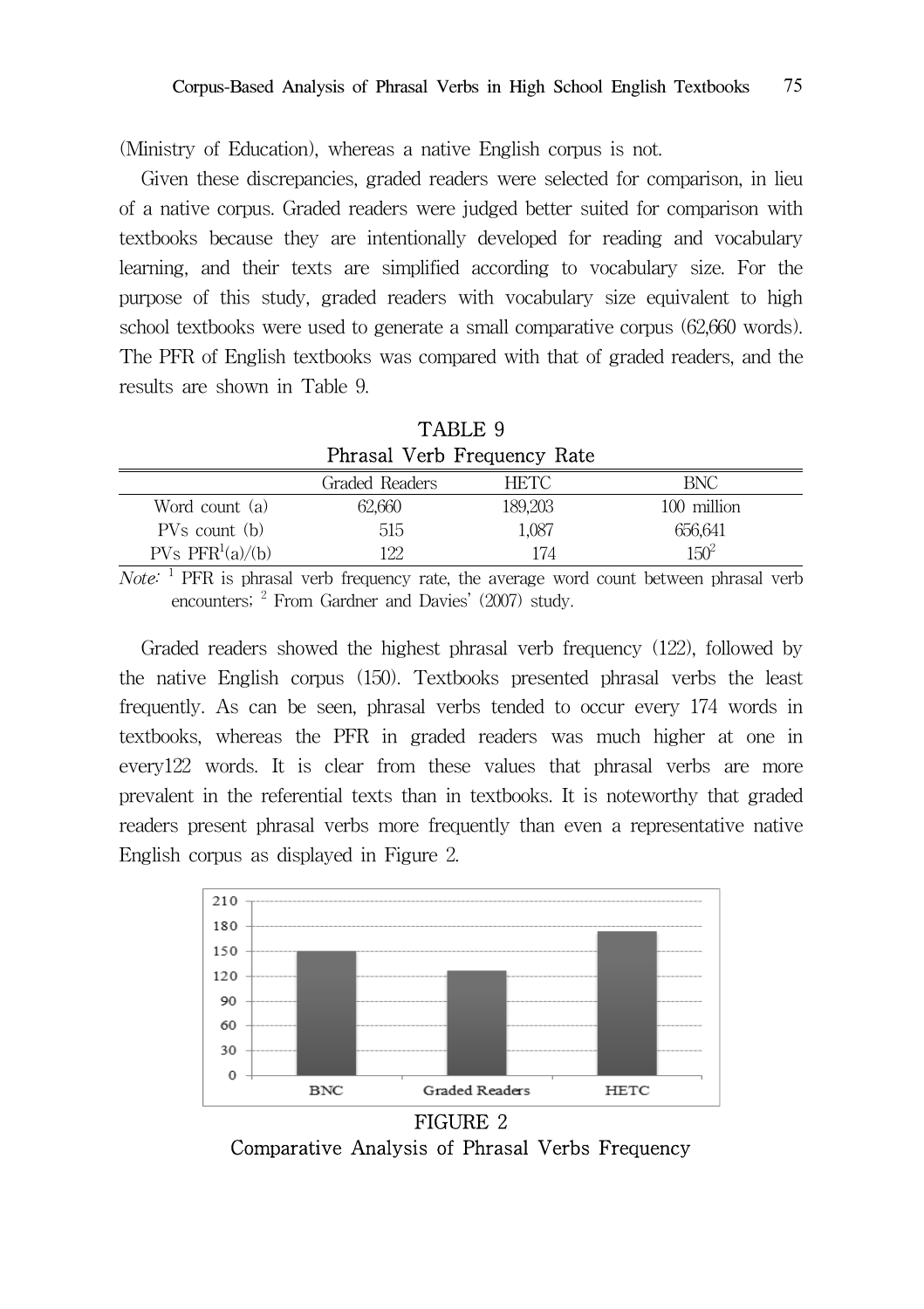(Ministry of Education), whereas a native English corpus is not.

Given these discrepancies, graded readers were selected for comparison, in lieu of a native corpus. Graded readers were judged better suited for comparison with textbooks because they are intentionally developed for reading and vocabulary learning, and their texts are simplified according to vocabulary size. For the purpose of this study, graded readers with vocabulary size equivalent to high school textbooks were used to generate a small comparative corpus (62,660 words). The PFR of English textbooks was compared with that of graded readers, and the results are shown in Table 9.

TABLE 9
Phrasal Verb Frequency Rate

| | Graded Readers | HETC | BNC |
|---|---|---|---|
| Word count (a) | 62,660 | 189,203 | 100 million |
| PVs count (b) | 515 | 1,087 | 656,641 |
| PVs PFR[1](a)/(b) | 122 | 174 | 150[2] |

*Note:* [1] PFR is phrasal verb frequency rate, the average word count between phrasal verb encounters; [2] From Gardner and Davies' (2007) study.

Graded readers showed the highest phrasal verb frequency (122), followed by the native English corpus (150). Textbooks presented phrasal verbs the least frequently. As can be seen, phrasal verbs tended to occur every 174 words in textbooks, whereas the PFR in graded readers was much higher at one in every122 words. It is clear from these values that phrasal verbs are more prevalent in the referential texts than in textbooks. It is noteworthy that graded readers present phrasal verbs more frequently than even a representative native English corpus as displayed in Figure 2.

FIGURE 2
Comparative Analysis of Phrasal Verbs Frequency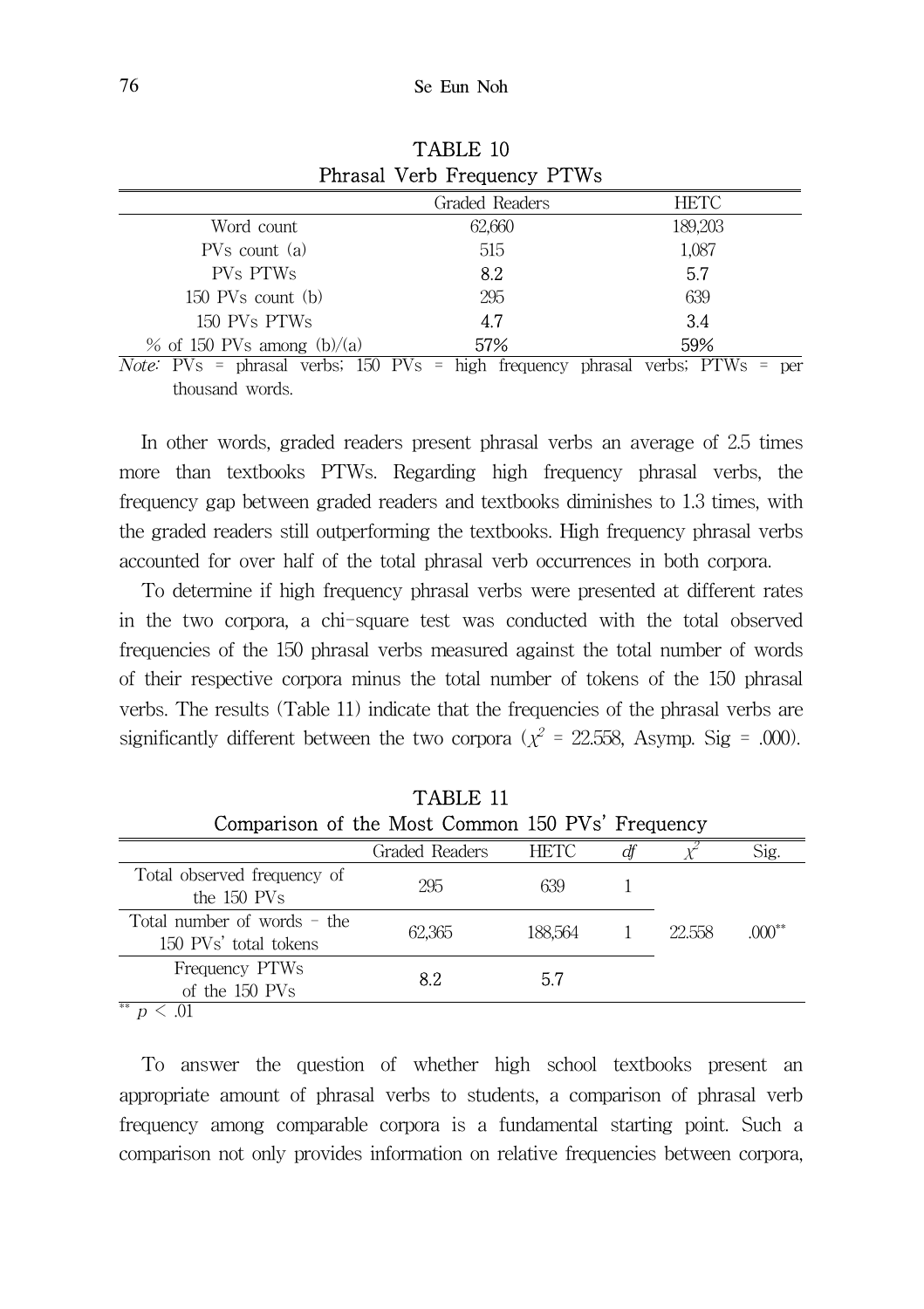TABLE 10  
Phrasal Verb Frequency PTWs

| | Graded Readers | HETC |
|---|---|---|
| Word count | 62,660 | 189,203 |
| PVs count (a) | 515 | 1,087 |
| PVs PTWs | 8.2 | 5.7 |
| 150 PVs count (b) | 295 | 639 |
| 150 PVs PTWs | 4.7 | 3.4 |
| % of 150 PVs among (b)/(a) | 57% | 59% |

*Note:* PVs = phrasal verbs; 150 PVs = high frequency phrasal verbs; PTWs = per thousand words.

In other words, graded readers present phrasal verbs an average of 2.5 times more than textbooks PTWs. Regarding high frequency phrasal verbs, the frequency gap between graded readers and textbooks diminishes to 1.3 times, with the graded readers still outperforming the textbooks. High frequency phrasal verbs accounted for over half of the total phrasal verb occurrences in both corpora.

To determine if high frequency phrasal verbs were presented at different rates in the two corpora, a chi-square test was conducted with the total observed frequencies of the 150 phrasal verbs measured against the total number of words of their respective corpora minus the total number of tokens of the 150 phrasal verbs. The results (Table 11) indicate that the frequencies of the phrasal verbs are significantly different between the two corpora ($\chi^2$ = 22.558, Asymp. Sig = .000).

TABLE 11  
Comparison of the Most Common 150 PVs' Frequency

| | Graded Readers | HETC | *df* | $\chi^2$ | Sig. |
|---|---|---|---|---|---|
| Total observed frequency of the 150 PVs | 295 | 639 | 1 | 22.558 | .000** |
| Total number of words - the 150 PVs' total tokens | 62,365 | 188,564 | 1 | | |
| Frequency PTWs of the 150 PVs | 8.2 | 5.7 | | | |

** $p < .01$

To answer the question of whether high school textbooks present an appropriate amount of phrasal verbs to students, a comparison of phrasal verb frequency among comparable corpora is a fundamental starting point. Such a comparison not only provides information on relative frequencies between corpora,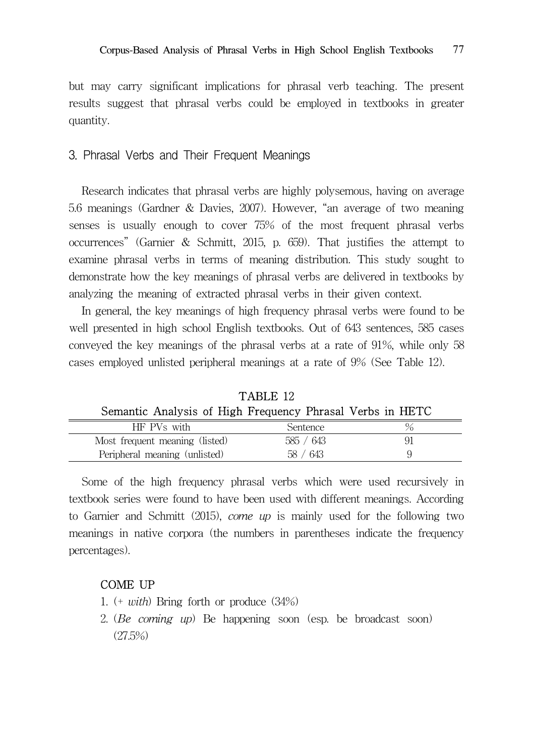but may carry significant implications for phrasal verb teaching. The present results suggest that phrasal verbs could be employed in textbooks in greater quantity.

### 3. Phrasal Verbs and Their Frequent Meanings

Research indicates that phrasal verbs are highly polysemous, having on average 5.6 meanings (Gardner & Davies, 2007). However, "an average of two meaning senses is usually enough to cover 75% of the most frequent phrasal verbs occurrences" (Garnier & Schmitt, 2015, p. 659). That justifies the attempt to examine phrasal verbs in terms of meaning distribution. This study sought to demonstrate how the key meanings of phrasal verbs are delivered in textbooks by analyzing the meaning of extracted phrasal verbs in their given context.

In general, the key meanings of high frequency phrasal verbs were found to be well presented in high school English textbooks. Out of 643 sentences, 585 cases conveyed the key meanings of the phrasal verbs at a rate of 91%, while only 58 cases employed unlisted peripheral meanings at a rate of 9% (See Table 12).

TABLE 12
Semantic Analysis of High Frequency Phrasal Verbs in HETC

| HF PVs with | Sentence | % |
|---|---|---|
| Most frequent meaning (listed) | 585 / 643 | 91 |
| Peripheral meaning (unlisted) | 58 / 643 | 9 |

Some of the high frequency phrasal verbs which were used recursively in textbook series were found to have been used with different meanings. According to Garnier and Schmitt (2015), *come up* is mainly used for the following two meanings in native corpora (the numbers in parentheses indicate the frequency percentages).

COME UP

1. (+ *with*) Bring forth or produce (34%)
2. (*Be coming up*) Be happening soon (esp. be broadcast soon) (27.5%)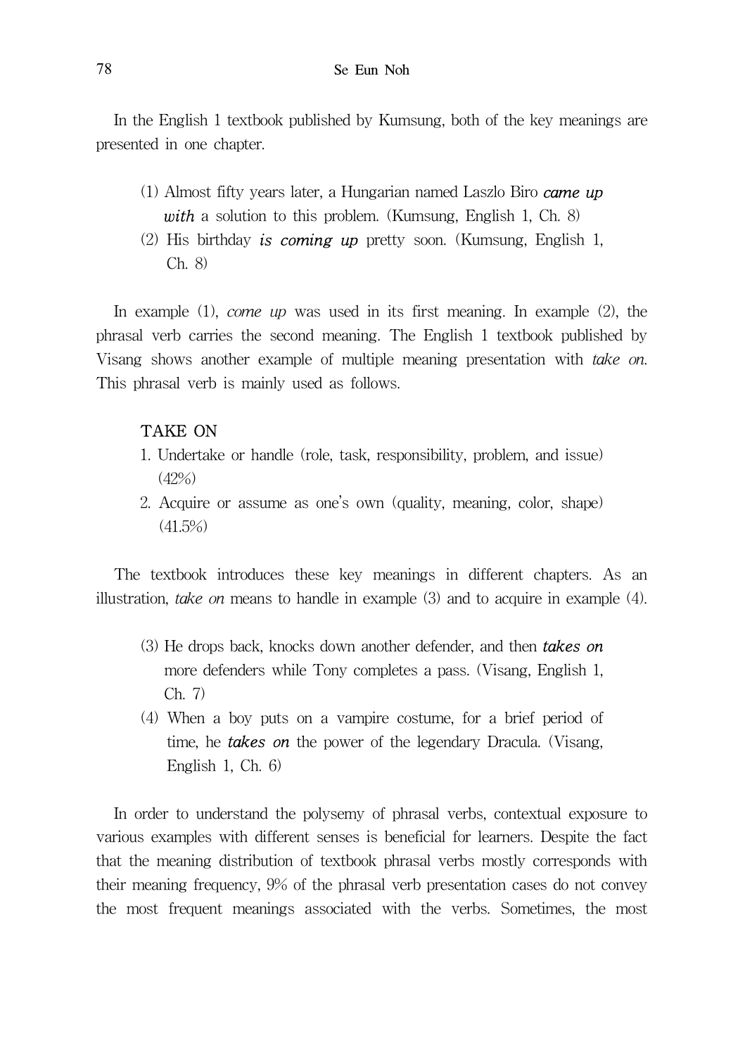In the English 1 textbook published by Kumsung, both of the key meanings are presented in one chapter.

> (1) Almost fifty years later, a Hungarian named Laszlo Biro ***came up with*** a solution to this problem. (Kumsung, English 1, Ch. 8)
>
> (2) His birthday ***is coming up*** pretty soon. (Kumsung, English 1, Ch. 8)

In example (1), *come up* was used in its first meaning. In example (2), the phrasal verb carries the second meaning. The English 1 textbook published by Visang shows another example of multiple meaning presentation with *take on*. This phrasal verb is mainly used as follows.

> TAKE ON
>
> 1. Undertake or handle (role, task, responsibility, problem, and issue) (42%)
> 2. Acquire or assume as one's own (quality, meaning, color, shape) (41.5%)

The textbook introduces these key meanings in different chapters. As an illustration, *take on* means to handle in example (3) and to acquire in example (4).

> (3) He drops back, knocks down another defender, and then ***takes on*** more defenders while Tony completes a pass. (Visang, English 1, Ch. 7)
>
> (4) When a boy puts on a vampire costume, for a brief period of time, he ***takes on*** the power of the legendary Dracula. (Visang, English 1, Ch. 6)

In order to understand the polysemy of phrasal verbs, contextual exposure to various examples with different senses is beneficial for learners. Despite the fact that the meaning distribution of textbook phrasal verbs mostly corresponds with their meaning frequency, 9% of the phrasal verb presentation cases do not convey the most frequent meanings associated with the verbs. Sometimes, the most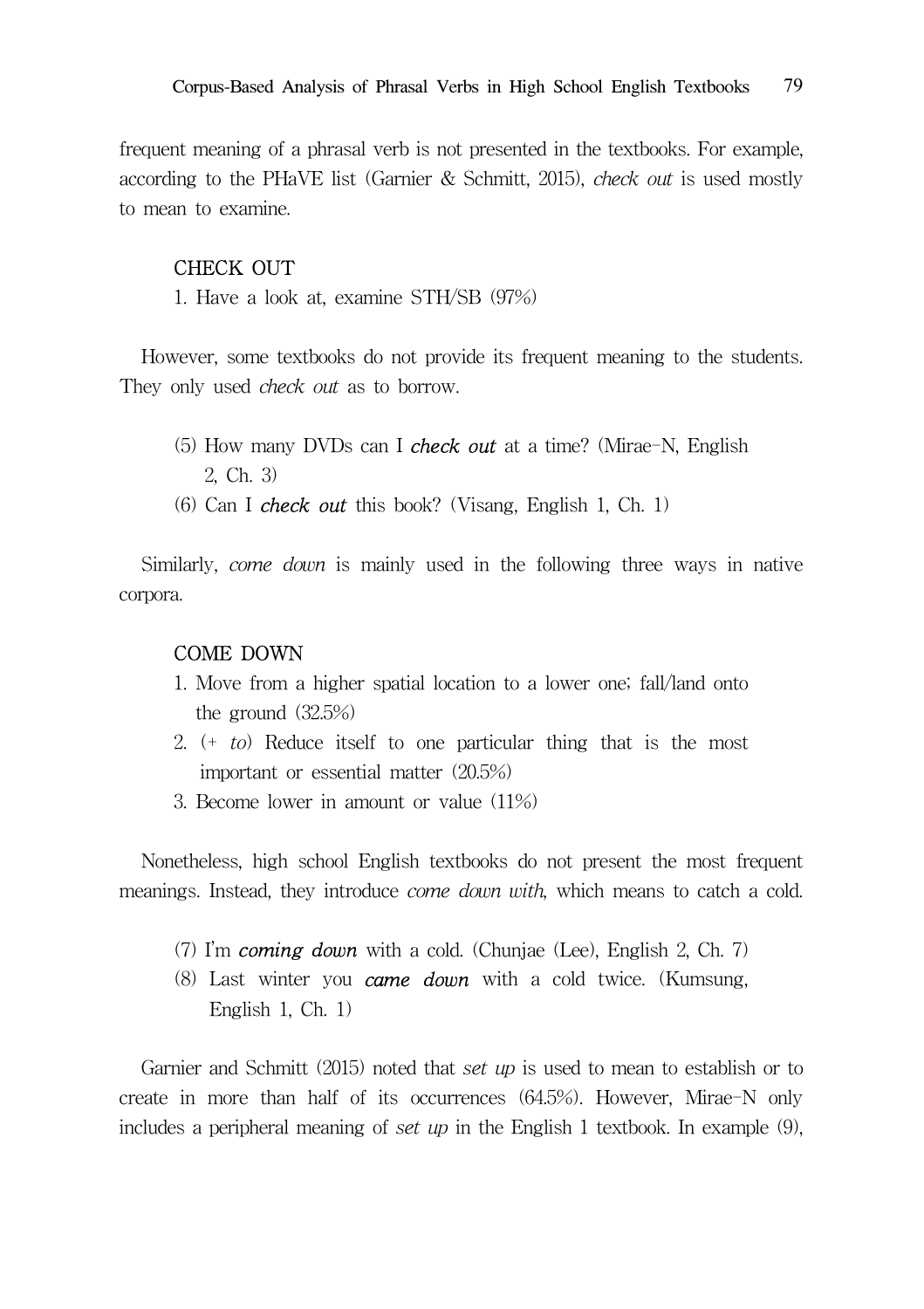frequent meaning of a phrasal verb is not presented in the textbooks. For example, according to the PHaVE list (Garnier & Schmitt, 2015), *check out* is used mostly to mean to examine.

> CHECK OUT
> 1. Have a look at, examine STH/SB (97%)

However, some textbooks do not provide its frequent meaning to the students. They only used *check out* as to borrow.

> (5) How many DVDs can I ***check out*** at a time? (Mirae-N, English 2, Ch. 3)
> (6) Can I ***check out*** this book? (Visang, English 1, Ch. 1)

Similarly, *come down* is mainly used in the following three ways in native corpora.

> COME DOWN
> 1. Move from a higher spatial location to a lower one; fall/land onto the ground (32.5%)
> 2. (+ *to*) Reduce itself to one particular thing that is the most important or essential matter (20.5%)
> 3. Become lower in amount or value (11%)

Nonetheless, high school English textbooks do not present the most frequent meanings. Instead, they introduce *come down with*, which means to catch a cold.

> (7) I'm ***coming down*** with a cold. (Chunjae (Lee), English 2, Ch. 7)
> (8) Last winter you ***came down*** with a cold twice. (Kumsung, English 1, Ch. 1)

Garnier and Schmitt (2015) noted that *set up* is used to mean to establish or to create in more than half of its occurrences (64.5%). However, Mirae-N only includes a peripheral meaning of *set up* in the English 1 textbook. In example (9),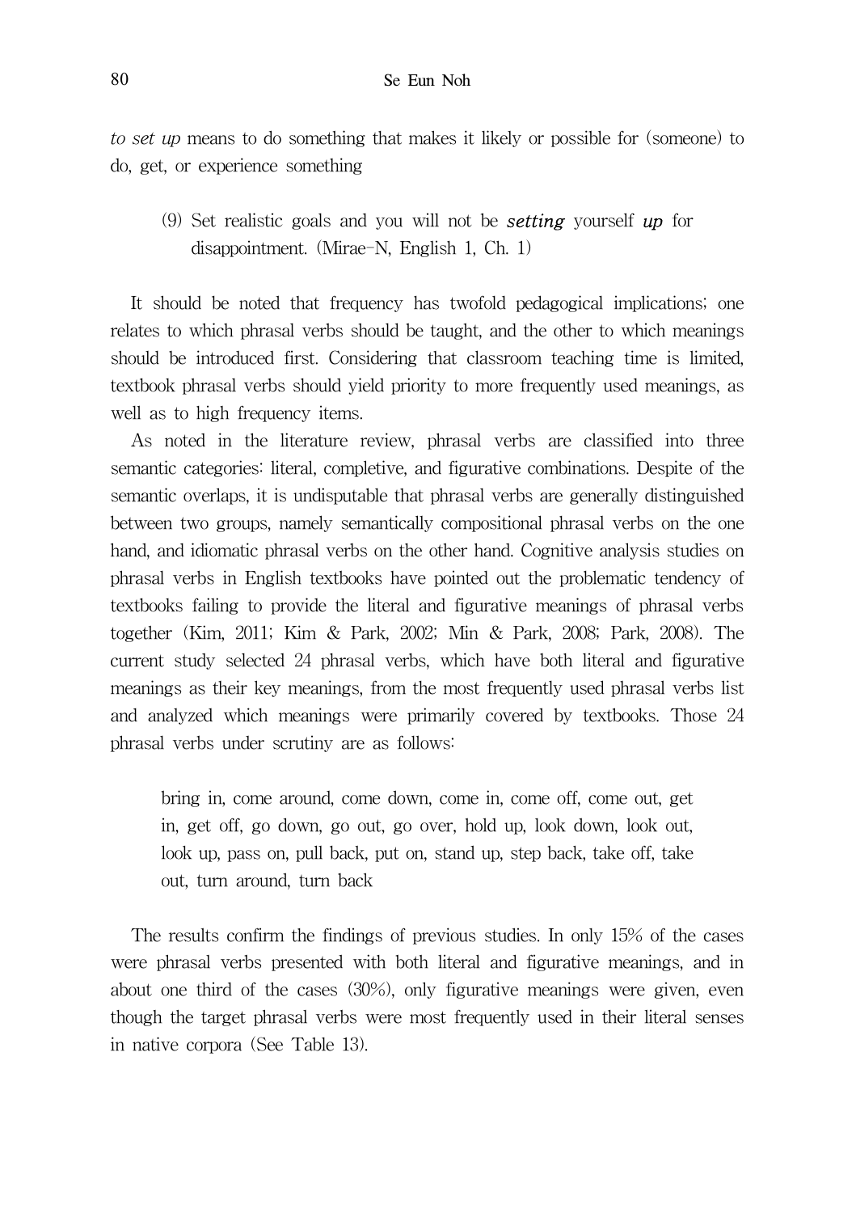*to set up* means to do something that makes it likely or possible for (someone) to do, get, or experience something

> (9) Set realistic goals and you will not be ***setting*** yourself ***up*** for disappointment. (Mirae-N, English 1, Ch. 1)

It should be noted that frequency has twofold pedagogical implications; one relates to which phrasal verbs should be taught, and the other to which meanings should be introduced first. Considering that classroom teaching time is limited, textbook phrasal verbs should yield priority to more frequently used meanings, as well as to high frequency items.

As noted in the literature review, phrasal verbs are classified into three semantic categories: literal, completive, and figurative combinations. Despite of the semantic overlaps, it is undisputable that phrasal verbs are generally distinguished between two groups, namely semantically compositional phrasal verbs on the one hand, and idiomatic phrasal verbs on the other hand. Cognitive analysis studies on phrasal verbs in English textbooks have pointed out the problematic tendency of textbooks failing to provide the literal and figurative meanings of phrasal verbs together (Kim, 2011; Kim & Park, 2002; Min & Park, 2008; Park, 2008). The current study selected 24 phrasal verbs, which have both literal and figurative meanings as their key meanings, from the most frequently used phrasal verbs list and analyzed which meanings were primarily covered by textbooks. Those 24 phrasal verbs under scrutiny are as follows:

> bring in, come around, come down, come in, come off, come out, get in, get off, go down, go out, go over, hold up, look down, look out, look up, pass on, pull back, put on, stand up, step back, take off, take out, turn around, turn back

The results confirm the findings of previous studies. In only 15% of the cases were phrasal verbs presented with both literal and figurative meanings, and in about one third of the cases (30%), only figurative meanings were given, even though the target phrasal verbs were most frequently used in their literal senses in native corpora (See Table 13).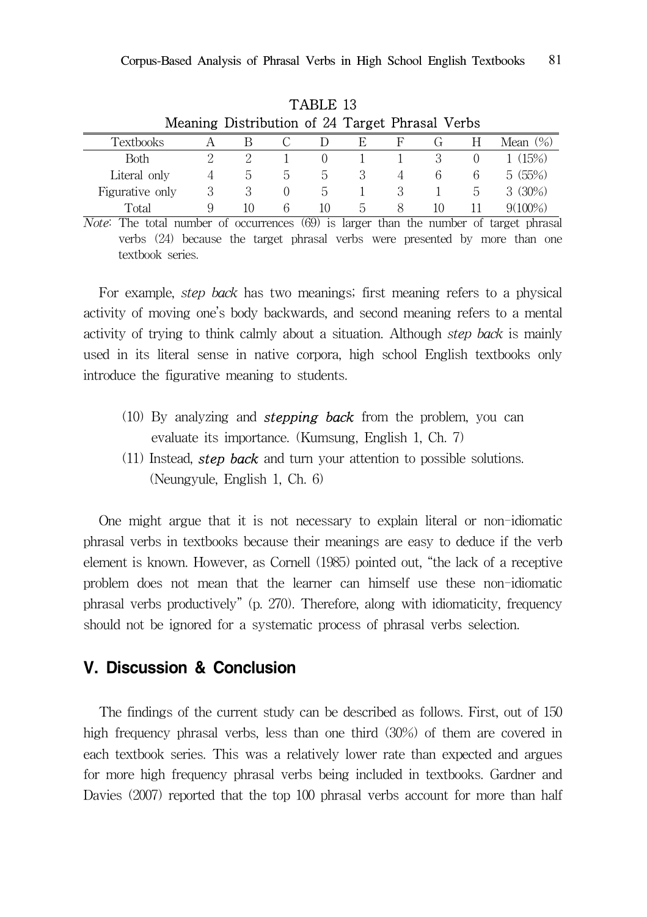TABLE 13
Meaning Distribution of 24 Target Phrasal Verbs

| Textbooks | A | B | C | D | E | F | G | H | Mean (%) |
|---|---|---|---|---|---|---|---|---|---|
| Both | 2 | 2 | 1 | 0 | 1 | 1 | 3 | 0 | 1 (15%) |
| Literal only | 4 | 5 | 5 | 5 | 3 | 4 | 6 | 6 | 5 (55%) |
| Figurative only | 3 | 3 | 0 | 5 | 1 | 3 | 1 | 5 | 3 (30%) |
| Total | 9 | 10 | 6 | 10 | 5 | 8 | 10 | 11 | 9(100%) |

*Note*: The total number of occurrences (69) is larger than the number of target phrasal verbs (24) because the target phrasal verbs were presented by more than one textbook series.

For example, *step back* has two meanings; first meaning refers to a physical activity of moving one's body backwards, and second meaning refers to a mental activity of trying to think calmly about a situation. Although *step back* is mainly used in its literal sense in native corpora, high school English textbooks only introduce the figurative meaning to students.

(10) By analyzing and ***stepping back*** from the problem, you can evaluate its importance. (Kumsung, English 1, Ch. 7)

(11) Instead, ***step back*** and turn your attention to possible solutions. (Neungyule, English 1, Ch. 6)

One might argue that it is not necessary to explain literal or non-idiomatic phrasal verbs in textbooks because their meanings are easy to deduce if the verb element is known. However, as Cornell (1985) pointed out, "the lack of a receptive problem does not mean that the learner can himself use these non-idiomatic phrasal verbs productively" (p. 270). Therefore, along with idiomaticity, frequency should not be ignored for a systematic process of phrasal verbs selection.

## V. Discussion & Conclusion

The findings of the current study can be described as follows. First, out of 150 high frequency phrasal verbs, less than one third (30%) of them are covered in each textbook series. This was a relatively lower rate than expected and argues for more high frequency phrasal verbs being included in textbooks. Gardner and Davies (2007) reported that the top 100 phrasal verbs account for more than half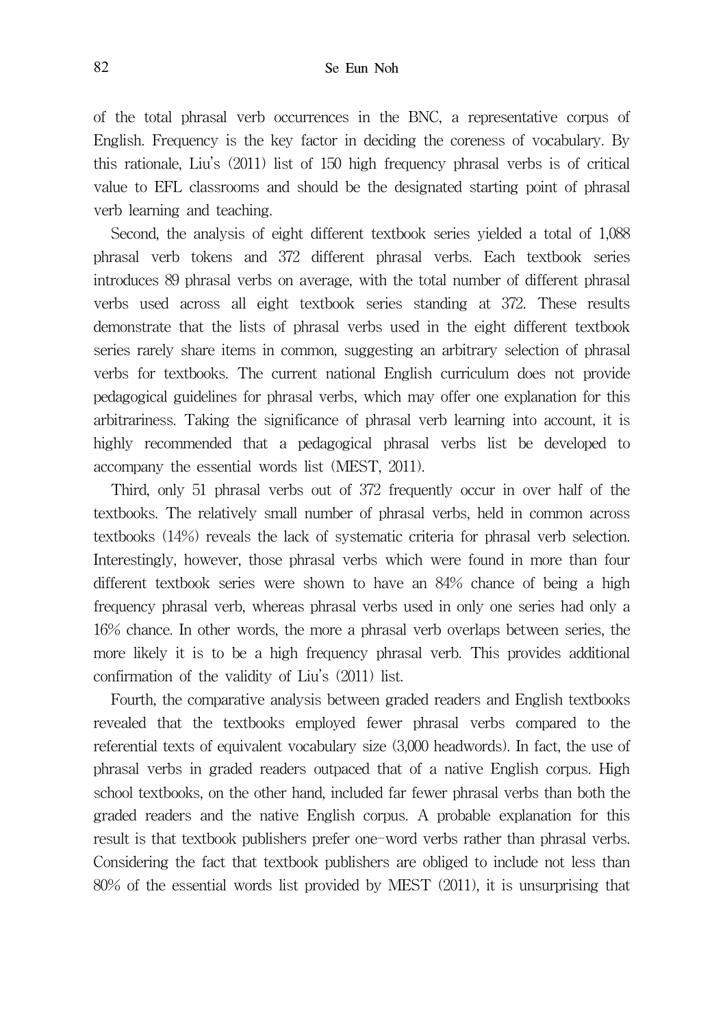of the total phrasal verb occurrences in the BNC, a representative corpus of English. Frequency is the key factor in deciding the coreness of vocabulary. By this rationale, Liu's (2011) list of 150 high frequency phrasal verbs is of critical value to EFL classrooms and should be the designated starting point of phrasal verb learning and teaching.

Second, the analysis of eight different textbook series yielded a total of 1,088 phrasal verb tokens and 372 different phrasal verbs. Each textbook series introduces 89 phrasal verbs on average, with the total number of different phrasal verbs used across all eight textbook series standing at 372. These results demonstrate that the lists of phrasal verbs used in the eight different textbook series rarely share items in common, suggesting an arbitrary selection of phrasal verbs for textbooks. The current national English curriculum does not provide pedagogical guidelines for phrasal verbs, which may offer one explanation for this arbitrariness. Taking the significance of phrasal verb learning into account, it is highly recommended that a pedagogical phrasal verbs list be developed to accompany the essential words list (MEST, 2011).

Third, only 51 phrasal verbs out of 372 frequently occur in over half of the textbooks. The relatively small number of phrasal verbs, held in common across textbooks (14%) reveals the lack of systematic criteria for phrasal verb selection. Interestingly, however, those phrasal verbs which were found in more than four different textbook series were shown to have an 84% chance of being a high frequency phrasal verb, whereas phrasal verbs used in only one series had only a 16% chance. In other words, the more a phrasal verb overlaps between series, the more likely it is to be a high frequency phrasal verb. This provides additional confirmation of the validity of Liu's (2011) list.

Fourth, the comparative analysis between graded readers and English textbooks revealed that the textbooks employed fewer phrasal verbs compared to the referential texts of equivalent vocabulary size (3,000 headwords). In fact, the use of phrasal verbs in graded readers outpaced that of a native English corpus. High school textbooks, on the other hand, included far fewer phrasal verbs than both the graded readers and the native English corpus. A probable explanation for this result is that textbook publishers prefer one-word verbs rather than phrasal verbs. Considering the fact that textbook publishers are obliged to include not less than 80% of the essential words list provided by MEST (2011), it is unsurprising that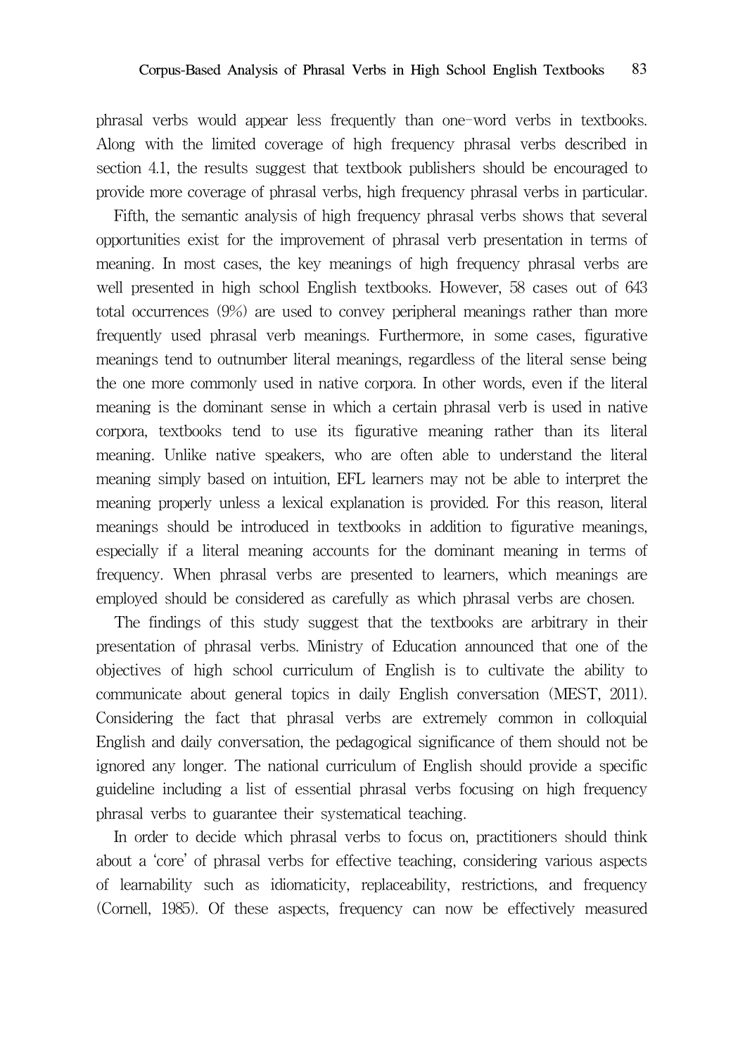phrasal verbs would appear less frequently than one-word verbs in textbooks. Along with the limited coverage of high frequency phrasal verbs described in section 4.1, the results suggest that textbook publishers should be encouraged to provide more coverage of phrasal verbs, high frequency phrasal verbs in particular.

Fifth, the semantic analysis of high frequency phrasal verbs shows that several opportunities exist for the improvement of phrasal verb presentation in terms of meaning. In most cases, the key meanings of high frequency phrasal verbs are well presented in high school English textbooks. However, 58 cases out of 643 total occurrences (9%) are used to convey peripheral meanings rather than more frequently used phrasal verb meanings. Furthermore, in some cases, figurative meanings tend to outnumber literal meanings, regardless of the literal sense being the one more commonly used in native corpora. In other words, even if the literal meaning is the dominant sense in which a certain phrasal verb is used in native corpora, textbooks tend to use its figurative meaning rather than its literal meaning. Unlike native speakers, who are often able to understand the literal meaning simply based on intuition, EFL learners may not be able to interpret the meaning properly unless a lexical explanation is provided. For this reason, literal meanings should be introduced in textbooks in addition to figurative meanings, especially if a literal meaning accounts for the dominant meaning in terms of frequency. When phrasal verbs are presented to learners, which meanings are employed should be considered as carefully as which phrasal verbs are chosen.

The findings of this study suggest that the textbooks are arbitrary in their presentation of phrasal verbs. Ministry of Education announced that one of the objectives of high school curriculum of English is to cultivate the ability to communicate about general topics in daily English conversation (MEST, 2011). Considering the fact that phrasal verbs are extremely common in colloquial English and daily conversation, the pedagogical significance of them should not be ignored any longer. The national curriculum of English should provide a specific guideline including a list of essential phrasal verbs focusing on high frequency phrasal verbs to guarantee their systematical teaching.

In order to decide which phrasal verbs to focus on, practitioners should think about a 'core' of phrasal verbs for effective teaching, considering various aspects of learnability such as idiomaticity, replaceability, restrictions, and frequency (Cornell, 1985). Of these aspects, frequency can now be effectively measured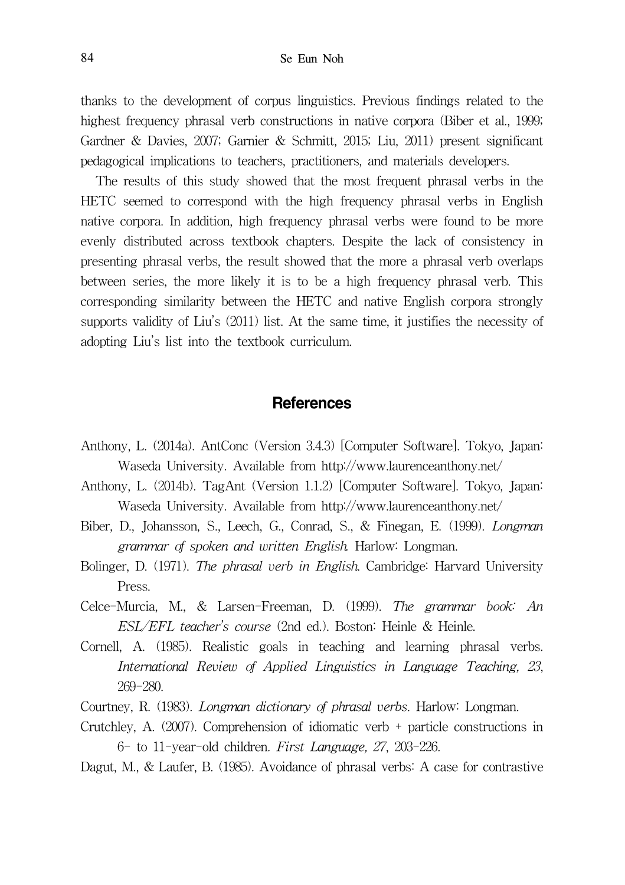thanks to the development of corpus linguistics. Previous findings related to the highest frequency phrasal verb constructions in native corpora (Biber et al., 1999; Gardner & Davies, 2007; Garnier & Schmitt, 2015; Liu, 2011) present significant pedagogical implications to teachers, practitioners, and materials developers.

The results of this study showed that the most frequent phrasal verbs in the HETC seemed to correspond with the high frequency phrasal verbs in English native corpora. In addition, high frequency phrasal verbs were found to be more evenly distributed across textbook chapters. Despite the lack of consistency in presenting phrasal verbs, the result showed that the more a phrasal verb overlaps between series, the more likely it is to be a high frequency phrasal verb. This corresponding similarity between the HETC and native English corpora strongly supports validity of Liu's (2011) list. At the same time, it justifies the necessity of adopting Liu's list into the textbook curriculum.

## References

Anthony, L. (2014a). AntConc (Version 3.4.3) [Computer Software]. Tokyo, Japan: Waseda University. Available from http://www.laurenceanthony.net/

Anthony, L. (2014b). TagAnt (Version 1.1.2) [Computer Software]. Tokyo, Japan: Waseda University. Available from http://www.laurenceanthony.net/

Biber, D., Johansson, S., Leech, G., Conrad, S., & Finegan, E. (1999). *Longman grammar of spoken and written English*. Harlow: Longman.

Bolinger, D. (1971). *The phrasal verb in English*. Cambridge: Harvard University Press.

Celce-Murcia, M., & Larsen-Freeman, D. (1999). *The grammar book: An ESL/EFL teacher's course* (2nd ed.). Boston: Heinle & Heinle.

Cornell, A. (1985). Realistic goals in teaching and learning phrasal verbs. *International Review of Applied Linguistics in Language Teaching, 23*, 269-280.

Courtney, R. (1983). *Longman dictionary of phrasal verbs*. Harlow: Longman.

Crutchley, A. (2007). Comprehension of idiomatic verb + particle constructions in 6- to 11-year-old children. *First Language, 27*, 203-226.

Dagut, M., & Laufer, B. (1985). Avoidance of phrasal verbs: A case for contrastive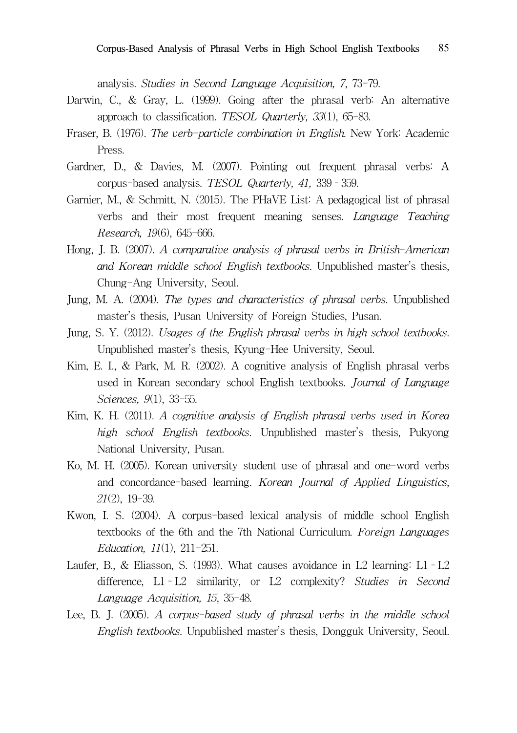analysis. *Studies in Second Language Acquisition, 7*, 73–79.

Darwin, C., & Gray, L. (1999). Going after the phrasal verb: An alternative approach to classification. *TESOL Quarterly, 33*(1), 65–83.

Fraser, B. (1976). *The verb-particle combination in English*. New York: Academic Press.

Gardner, D., & Davies, M. (2007). Pointing out frequent phrasal verbs: A corpus-based analysis. *TESOL Quarterly, 41,* 339–359.

Garnier, M., & Schmitt, N. (2015). The PHaVE List: A pedagogical list of phrasal verbs and their most frequent meaning senses. *Language Teaching Research, 19*(6), 645–666.

Hong, J. B. (2007). *A comparative analysis of phrasal verbs in British-American and Korean middle school English textbooks*. Unpublished master's thesis, Chung-Ang University, Seoul.

Jung, M. A. (2004). *The types and characteristics of phrasal verbs*. Unpublished master's thesis, Pusan University of Foreign Studies, Pusan.

Jung, S. Y. (2012). *Usages of the English phrasal verbs in high school textbooks*. Unpublished master's thesis, Kyung-Hee University, Seoul.

Kim, E. I., & Park, M. R. (2002). A cognitive analysis of English phrasal verbs used in Korean secondary school English textbooks. *Journal of Language Sciences, 9*(1), 33–55.

Kim, K. H. (2011). *A cognitive analysis of English phrasal verbs used in Korea high school English textbooks*. Unpublished master's thesis, Pukyong National University, Pusan.

Ko, M. H. (2005). Korean university student use of phrasal and one-word verbs and concordance-based learning. *Korean Journal of Applied Linguistics, 21*(2), 19–39.

Kwon, I. S. (2004). A corpus-based lexical analysis of middle school English textbooks of the 6th and the 7th National Curriculum. *Foreign Languages Education, 11*(1), 211–251.

Laufer, B., & Eliasson, S. (1993). What causes avoidance in L2 learning: L1–L2 difference, L1–L2 similarity, or L2 complexity? *Studies in Second Language Acquisition, 15*, 35–48.

Lee, B. J. (2005). *A corpus-based study of phrasal verbs in the middle school English textbooks*. Unpublished master's thesis, Dongguk University, Seoul.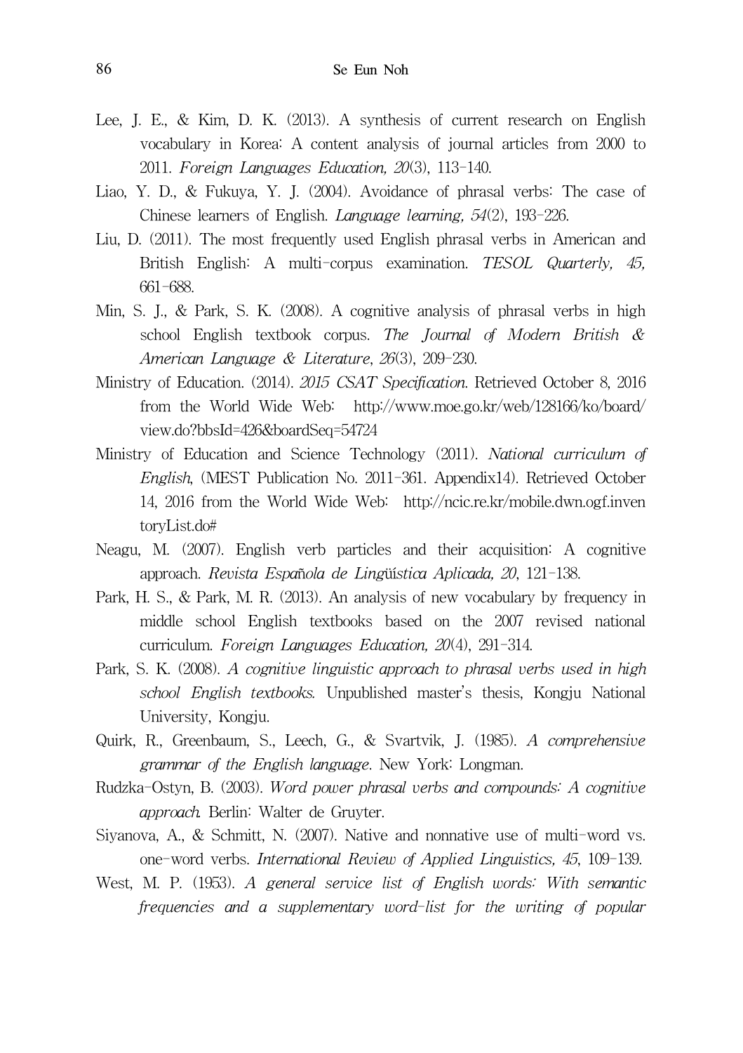Lee, J. E., & Kim, D. K. (2013). A synthesis of current research on English vocabulary in Korea: A content analysis of journal articles from 2000 to 2011. *Foreign Languages Education, 20*(3), 113-140.

Liao, Y. D., & Fukuya, Y. J. (2004). Avoidance of phrasal verbs: The case of Chinese learners of English. *Language learning, 54*(2), 193-226.

Liu, D. (2011). The most frequently used English phrasal verbs in American and British English: A multi-corpus examination. *TESOL Quarterly, 45,* 661-688.

Min, S. J., & Park, S. K. (2008). A cognitive analysis of phrasal verbs in high school English textbook corpus. *The Journal of Modern British & American Language & Literature*, *26*(3), 209-230.

Ministry of Education. (2014). *2015 CSAT Specification*. Retrieved October 8, 2016 from the World Wide Web: http://www.moe.go.kr/web/128166/ko/board/view.do?bbsId=426&boardSeq=54724

Ministry of Education and Science Technology (2011). *National curriculum of English*, (MEST Publication No. 2011-361. Appendix14). Retrieved October 14, 2016 from the World Wide Web: http://ncic.re.kr/mobile.dwn.ogf.inventoryList.do#

Neagu, M. (2007). English verb particles and their acquisition: A cognitive approach. *Revista Española de Lingüística Aplicada, 20*, 121-138.

Park, H. S., & Park, M. R. (2013). An analysis of new vocabulary by frequency in middle school English textbooks based on the 2007 revised national curriculum. *Foreign Languages Education, 20*(4), 291-314.

Park, S. K. (2008). *A cognitive linguistic approach to phrasal verbs used in high school English textbooks.* Unpublished master's thesis, Kongju National University, Kongju.

Quirk, R., Greenbaum, S., Leech, G., & Svartvik, J. (1985). *A comprehensive grammar of the English language*. New York: Longman.

Rudzka-Ostyn, B. (2003). *Word power phrasal verbs and compounds: A cognitive approach.* Berlin: Walter de Gruyter.

Siyanova, A., & Schmitt, N. (2007). Native and nonnative use of multi-word vs. one-word verbs. *International Review of Applied Linguistics, 45*, 109-139.

West, M. P. (1953). *A general service list of English words: With semantic frequencies and a supplementary word-list for the writing of popular*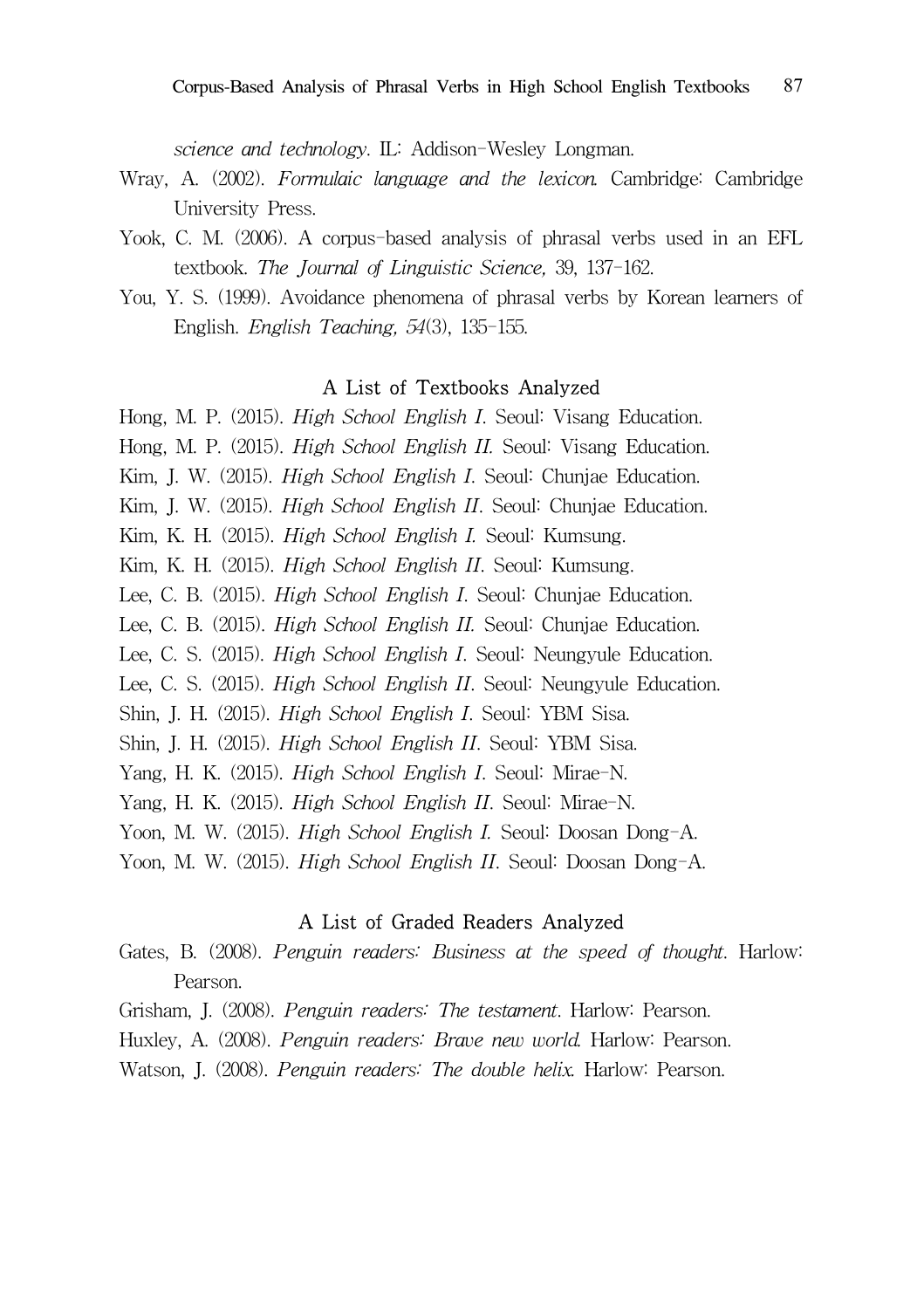*science and technology*. IL: Addison-Wesley Longman.

Wray, A. (2002). *Formulaic language and the lexicon*. Cambridge: Cambridge University Press.

Yook, C. M. (2006). A corpus-based analysis of phrasal verbs used in an EFL textbook. *The Journal of Linguistic Science,* 39, 137-162.

You, Y. S. (1999). Avoidance phenomena of phrasal verbs by Korean learners of English. *English Teaching, 54*(3), 135-155.

## A List of Textbooks Analyzed

Hong, M. P. (2015). *High School English I*. Seoul: Visang Education.

Hong, M. P. (2015). *High School English II*. Seoul: Visang Education.

Kim, J. W. (2015). *High School English I*. Seoul: Chunjae Education.

Kim, J. W. (2015). *High School English II*. Seoul: Chunjae Education.

Kim, K. H. (2015). *High School English I*. Seoul: Kumsung.

Kim, K. H. (2015). *High School English II*. Seoul: Kumsung.

Lee, C. B. (2015). *High School English I*. Seoul: Chunjae Education.

Lee, C. B. (2015). *High School English II*. Seoul: Chunjae Education.

Lee, C. S. (2015). *High School English I*. Seoul: Neungyule Education.

Lee, C. S. (2015). *High School English II*. Seoul: Neungyule Education.

Shin, J. H. (2015). *High School English I*. Seoul: YBM Sisa.

Shin, J. H. (2015). *High School English II*. Seoul: YBM Sisa.

Yang, H. K. (2015). *High School English I*. Seoul: Mirae-N.

Yang, H. K. (2015). *High School English II*. Seoul: Mirae-N.

Yoon, M. W. (2015). *High School English I*. Seoul: Doosan Dong-A.

Yoon, M. W. (2015). *High School English II*. Seoul: Doosan Dong-A.

## A List of Graded Readers Analyzed

Gates, B. (2008). *Penguin readers: Business at the speed of thought*. Harlow: Pearson.

Grisham, J. (2008). *Penguin readers: The testament*. Harlow: Pearson.

Huxley, A. (2008). *Penguin readers: Brave new world*. Harlow: Pearson.

Watson, J. (2008). *Penguin readers: The double helix*. Harlow: Pearson.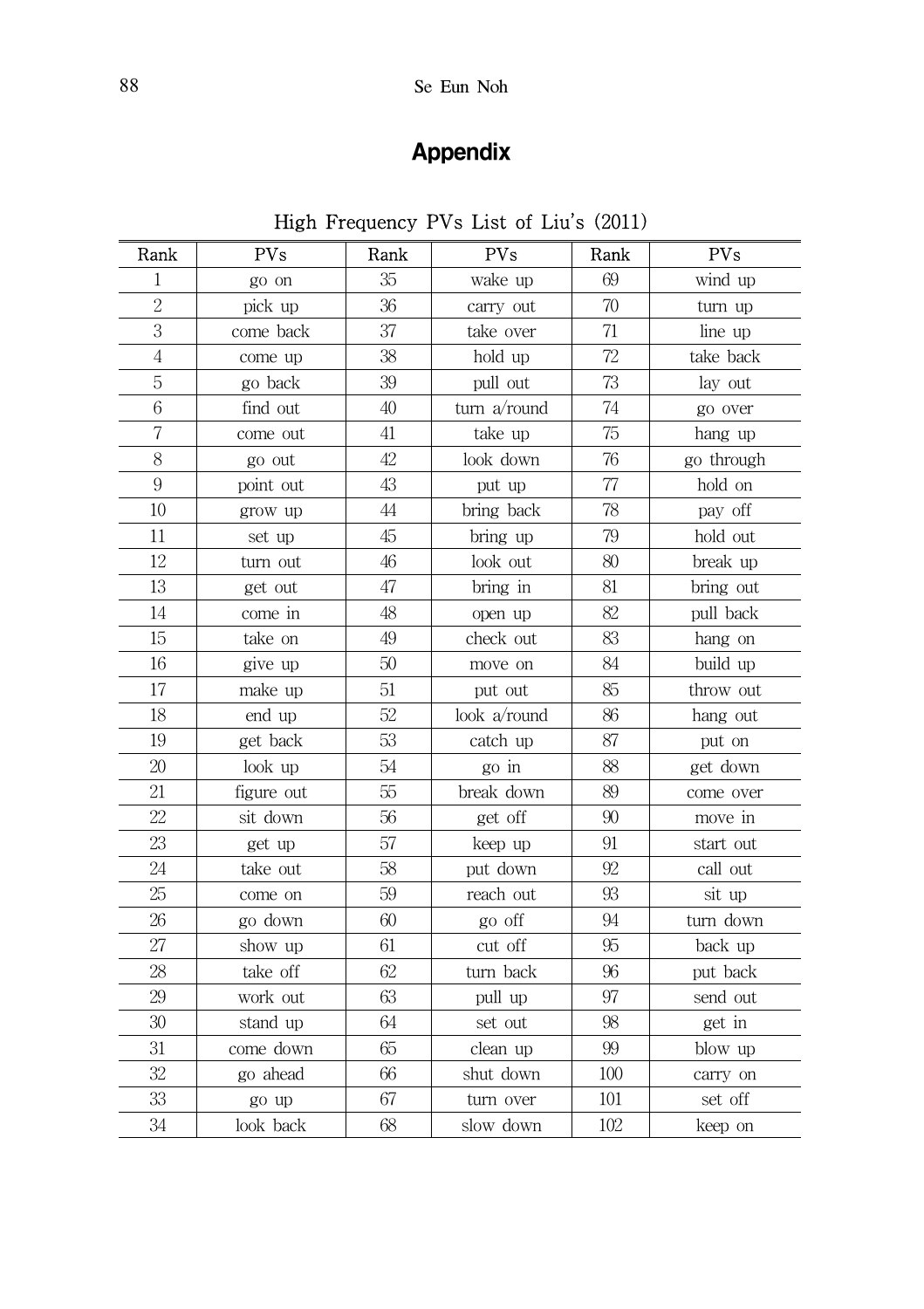# Appendix

High Frequency PVs List of Liu's (2011)

| Rank | PVs | Rank | PVs | Rank | PVs |
|---|---|---|---|---|---|
| 1 | go on | 35 | wake up | 69 | wind up |
| 2 | pick up | 36 | carry out | 70 | turn up |
| 3 | come back | 37 | take over | 71 | line up |
| 4 | come up | 38 | hold up | 72 | take back |
| 5 | go back | 39 | pull out | 73 | lay out |
| 6 | find out | 40 | turn a/round | 74 | go over |
| 7 | come out | 41 | take up | 75 | hang up |
| 8 | go out | 42 | look down | 76 | go through |
| 9 | point out | 43 | put up | 77 | hold on |
| 10 | grow up | 44 | bring back | 78 | pay off |
| 11 | set up | 45 | bring up | 79 | hold out |
| 12 | turn out | 46 | look out | 80 | break up |
| 13 | get out | 47 | bring in | 81 | bring out |
| 14 | come in | 48 | open up | 82 | pull back |
| 15 | take on | 49 | check out | 83 | hang on |
| 16 | give up | 50 | move on | 84 | build up |
| 17 | make up | 51 | put out | 85 | throw out |
| 18 | end up | 52 | look a/round | 86 | hang out |
| 19 | get back | 53 | catch up | 87 | put on |
| 20 | look up | 54 | go in | 88 | get down |
| 21 | figure out | 55 | break down | 89 | come over |
| 22 | sit down | 56 | get off | 90 | move in |
| 23 | get up | 57 | keep up | 91 | start out |
| 24 | take out | 58 | put down | 92 | call out |
| 25 | come on | 59 | reach out | 93 | sit up |
| 26 | go down | 60 | go off | 94 | turn down |
| 27 | show up | 61 | cut off | 95 | back up |
| 28 | take off | 62 | turn back | 96 | put back |
| 29 | work out | 63 | pull up | 97 | send out |
| 30 | stand up | 64 | set out | 98 | get in |
| 31 | come down | 65 | clean up | 99 | blow up |
| 32 | go ahead | 66 | shut down | 100 | carry on |
| 33 | go up | 67 | turn over | 101 | set off |
| 34 | look back | 68 | slow down | 102 | keep on |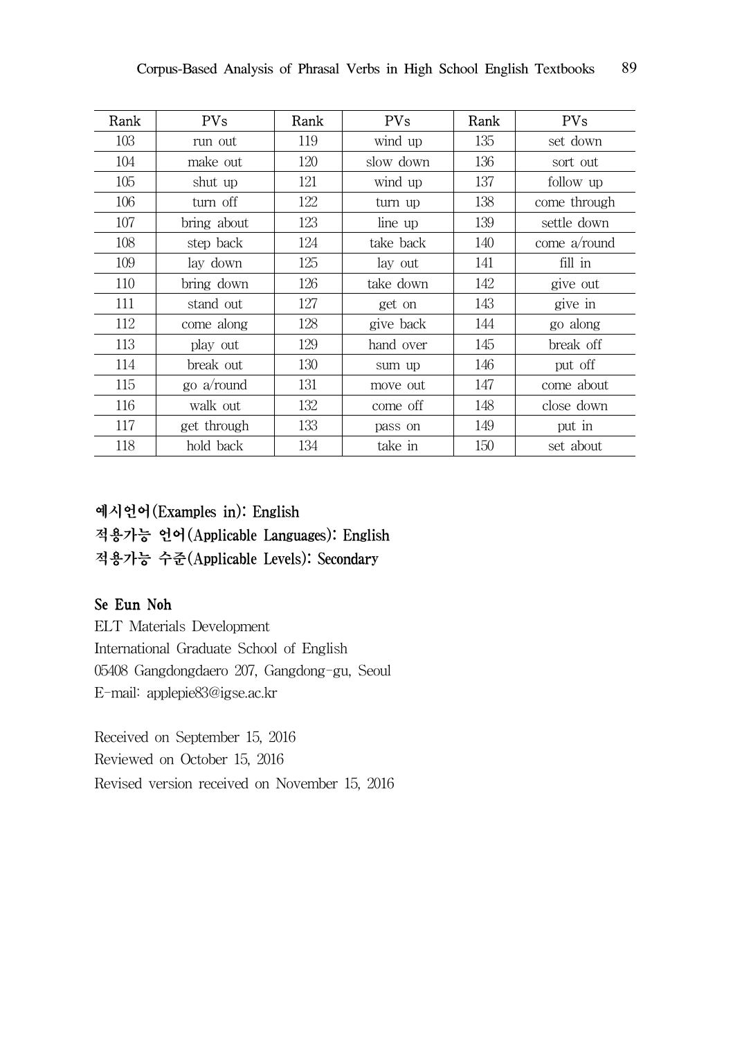| Rank | PVs | Rank | PVs | Rank | PVs |
|---|---|---|---|---|---|
| 103 | run out | 119 | wind up | 135 | set down |
| 104 | make out | 120 | slow down | 136 | sort out |
| 105 | shut up | 121 | wind up | 137 | follow up |
| 106 | turn off | 122 | turn up | 138 | come through |
| 107 | bring about | 123 | line up | 139 | settle down |
| 108 | step back | 124 | take back | 140 | come a/round |
| 109 | lay down | 125 | lay out | 141 | fill in |
| 110 | bring down | 126 | take down | 142 | give out |
| 111 | stand out | 127 | get on | 143 | give in |
| 112 | come along | 128 | give back | 144 | go along |
| 113 | play out | 129 | hand over | 145 | break off |
| 114 | break out | 130 | sum up | 146 | put off |
| 115 | go a/round | 131 | move out | 147 | come about |
| 116 | walk out | 132 | come off | 148 | close down |
| 117 | get through | 133 | pass on | 149 | put in |
| 118 | hold back | 134 | take in | 150 | set about |

**예시언어(Examples in): English**
**적용가능 언어(Applicable Languages): English**
**적용가능 수준(Applicable Levels): Secondary**

**Se Eun Noh**
ELT Materials Development
International Graduate School of English
05408 Gangdongdaero 207, Gangdong-gu, Seoul
E-mail: applepie83@igse.ac.kr

Received on September 15, 2016
Reviewed on October 15, 2016
Revised version received on November 15, 2016